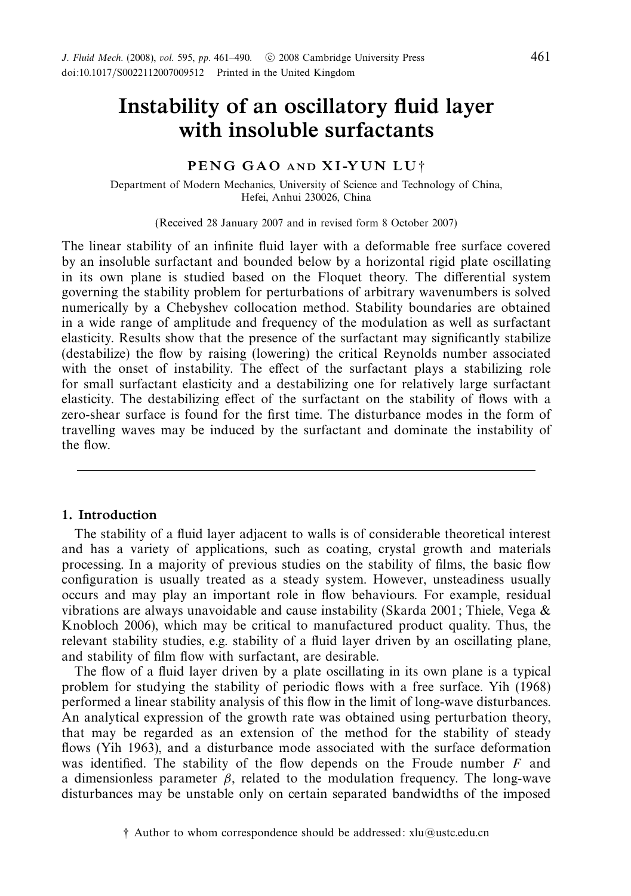# Instability of an oscillatory fluid layer with insoluble surfactants

**PENG GAO AND XI-YUN LU†**

Department of Modern Mechanics, University of Science and Technology of China, Hefei, Anhui 230026, China

(Received 28 January 2007 and in revised form 8 October 2007)

The linear stability of an infinite fluid layer with a deformable free surface covered by an insoluble surfactant and bounded below by a horizontal rigid plate oscillating in its own plane is studied based on the Floquet theory. The differential system governing the stability problem for perturbations of arbitrary wavenumbers is solved numerically by a Chebyshev collocation method. Stability boundaries are obtained in a wide range of amplitude and frequency of the modulation as well as surfactant elasticity. Results show that the presence of the surfactant may significantly stabilize (destabilize) the flow by raising (lowering) the critical Reynolds number associated with the onset of instability. The effect of the surfactant plays a stabilizing role for small surfactant elasticity and a destabilizing one for relatively large surfactant elasticity. The destabilizing effect of the surfactant on the stability of flows with a zero-shear surface is found for the first time. The disturbance modes in the form of travelling waves may be induced by the surfactant and dominate the instability of the flow.

## 1. Introduction

The stability of a fluid layer adjacent to walls is of considerable theoretical interest and has a variety of applications, such as coating, crystal growth and materials processing. In a majority of previous studies on the stability of films, the basic flow configuration is usually treated as a steady system. However, unsteadiness usually occurs and may play an important role in flow behaviours. For example, residual vibrations are always unavoidable and cause instability (Skarda 2001; Thiele, Vega & Knobloch 2006), which may be critical to manufactured product quality. Thus, the relevant stability studies, e.g. stability of a fluid layer driven by an oscillating plane, and stability of film flow with surfactant, are desirable.

The flow of a fluid layer driven by a plate oscillating in its own plane is a typical problem for studying the stability of periodic flows with a free surface. Yih (1968) performed a linear stability analysis of this flow in the limit of long-wave disturbances. An analytical expression of the growth rate was obtained using perturbation theory, that may be regarded as an extension of the method for the stability of steady flows (Yih 1963), and a disturbance mode associated with the surface deformation was identified. The stability of the flow depends on the Froude number $F$ and a dimensionless parameter $\beta$, related to the modulation frequency. The long-wave disturbances may be unstable only on certain separated bandwidths of the imposed

† Author to whom correspondence should be addressed: xlu@ustc.edu.cn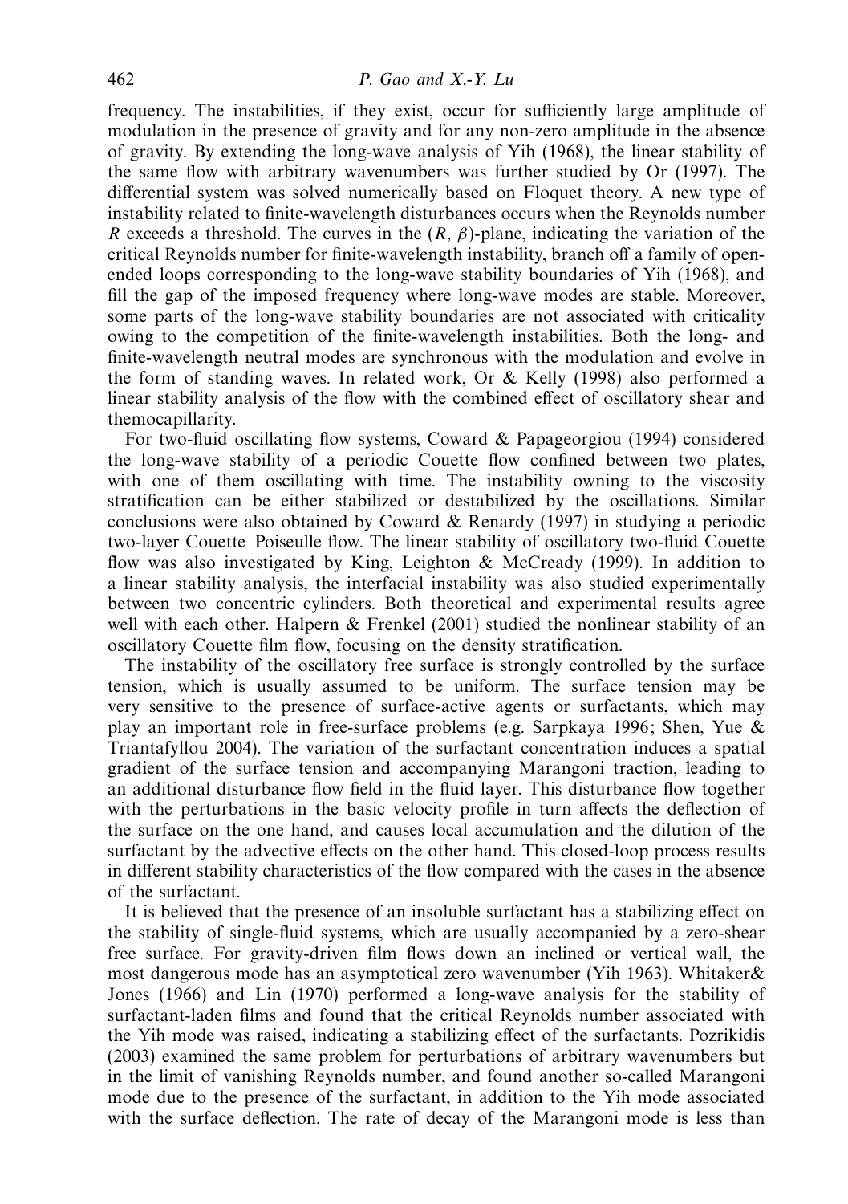frequency. The instabilities, if they exist, occur for sufficiently large amplitude of modulation in the presence of gravity and for any non-zero amplitude in the absence of gravity. By extending the long-wave analysis of Yih (1968), the linear stability of the same flow with arbitrary wavenumbers was further studied by Or (1997). The differential system was solved numerically based on Floquet theory. A new type of instability related to finite-wavelength disturbances occurs when the Reynolds number $R$ exceeds a threshold. The curves in the $(R, \beta)$-plane, indicating the variation of the critical Reynolds number for finite-wavelength instability, branch off a family of open-ended loops corresponding to the long-wave stability boundaries of Yih (1968), and fill the gap of the imposed frequency where long-wave modes are stable. Moreover, some parts of the long-wave stability boundaries are not associated with criticality owing to the competition of the finite-wavelength instabilities. Both the long- and finite-wavelength neutral modes are synchronous with the modulation and evolve in the form of standing waves. In related work, Or & Kelly (1998) also performed a linear stability analysis of the flow with the combined effect of oscillatory shear and themocapillarity.

For two-fluid oscillating flow systems, Coward & Papageorgiou (1994) considered the long-wave stability of a periodic Couette flow confined between two plates, with one of them oscillating with time. The instability owning to the viscosity stratification can be either stabilized or destabilized by the oscillations. Similar conclusions were also obtained by Coward & Renardy (1997) in studying a periodic two-layer Couette–Poiseulle flow. The linear stability of oscillatory two-fluid Couette flow was also investigated by King, Leighton & McCready (1999). In addition to a linear stability analysis, the interfacial instability was also studied experimentally between two concentric cylinders. Both theoretical and experimental results agree well with each other. Halpern & Frenkel (2001) studied the nonlinear stability of an oscillatory Couette film flow, focusing on the density stratification.

The instability of the oscillatory free surface is strongly controlled by the surface tension, which is usually assumed to be uniform. The surface tension may be very sensitive to the presence of surface-active agents or surfactants, which may play an important role in free-surface problems (e.g. Sarpkaya 1996; Shen, Yue & Triantafyllou 2004). The variation of the surfactant concentration induces a spatial gradient of the surface tension and accompanying Marangoni traction, leading to an additional disturbance flow field in the fluid layer. This disturbance flow together with the perturbations in the basic velocity profile in turn affects the deflection of the surface on the one hand, and causes local accumulation and the dilution of the surfactant by the advective effects on the other hand. This closed-loop process results in different stability characteristics of the flow compared with the cases in the absence of the surfactant.

It is believed that the presence of an insoluble surfactant has a stabilizing effect on the stability of single-fluid systems, which are usually accompanied by a zero-shear free surface. For gravity-driven film flows down an inclined or vertical wall, the most dangerous mode has an asymptotical zero wavenumber (Yih 1963). Whitaker& Jones (1966) and Lin (1970) performed a long-wave analysis for the stability of surfactant-laden films and found that the critical Reynolds number associated with the Yih mode was raised, indicating a stabilizing effect of the surfactants. Pozrikidis (2003) examined the same problem for perturbations of arbitrary wavenumbers but in the limit of vanishing Reynolds number, and found another so-called Marangoni mode due to the presence of the surfactant, in addition to the Yih mode associated with the surface deflection. The rate of decay of the Marangoni mode is less than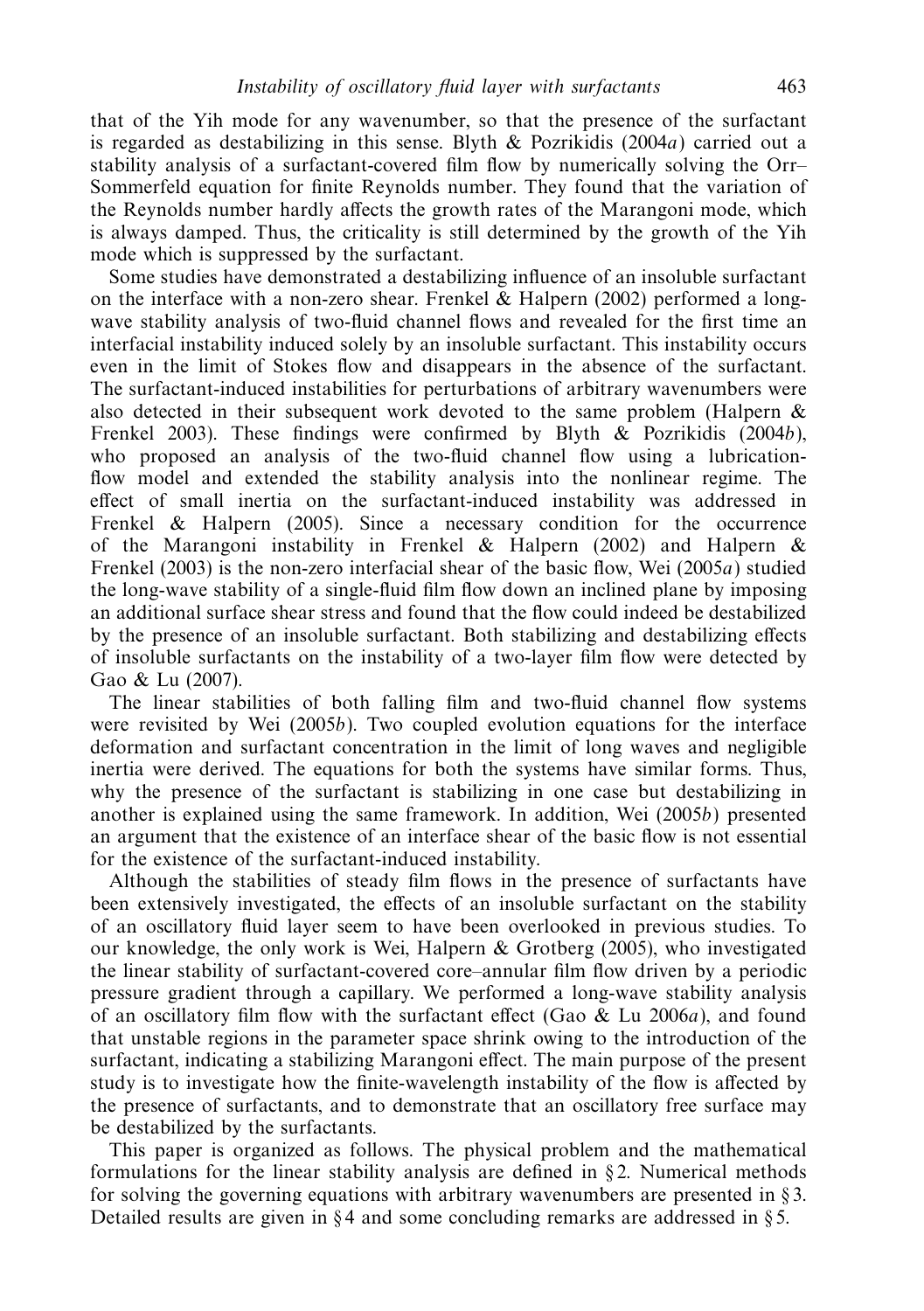that of the Yih mode for any wavenumber, so that the presence of the surfactant is regarded as destabilizing in this sense. Blyth & Pozrikidis (2004*a*) carried out a stability analysis of a surfactant-covered film flow by numerically solving the Orr–Sommerfeld equation for finite Reynolds number. They found that the variation of the Reynolds number hardly affects the growth rates of the Marangoni mode, which is always damped. Thus, the criticality is still determined by the growth of the Yih mode which is suppressed by the surfactant.

Some studies have demonstrated a destabilizing influence of an insoluble surfactant on the interface with a non-zero shear. Frenkel & Halpern (2002) performed a long-wave stability analysis of two-fluid channel flows and revealed for the first time an interfacial instability induced solely by an insoluble surfactant. This instability occurs even in the limit of Stokes flow and disappears in the absence of the surfactant. The surfactant-induced instabilities for perturbations of arbitrary wavenumbers were also detected in their subsequent work devoted to the same problem (Halpern & Frenkel 2003). These findings were confirmed by Blyth & Pozrikidis (2004*b*), who proposed an analysis of the two-fluid channel flow using a lubrication-flow model and extended the stability analysis into the nonlinear regime. The effect of small inertia on the surfactant-induced instability was addressed in Frenkel & Halpern (2005). Since a necessary condition for the occurrence of the Marangoni instability in Frenkel & Halpern (2002) and Halpern & Frenkel (2003) is the non-zero interfacial shear of the basic flow, Wei (2005*a*) studied the long-wave stability of a single-fluid film flow down an inclined plane by imposing an additional surface shear stress and found that the flow could indeed be destabilized by the presence of an insoluble surfactant. Both stabilizing and destabilizing effects of insoluble surfactants on the instability of a two-layer film flow were detected by Gao & Lu (2007).

The linear stabilities of both falling film and two-fluid channel flow systems were revisited by Wei (2005*b*). Two coupled evolution equations for the interface deformation and surfactant concentration in the limit of long waves and negligible inertia were derived. The equations for both the systems have similar forms. Thus, why the presence of the surfactant is stabilizing in one case but destabilizing in another is explained using the same framework. In addition, Wei (2005*b*) presented an argument that the existence of an interface shear of the basic flow is not essential for the existence of the surfactant-induced instability.

Although the stabilities of steady film flows in the presence of surfactants have been extensively investigated, the effects of an insoluble surfactant on the stability of an oscillatory fluid layer seem to have been overlooked in previous studies. To our knowledge, the only work is Wei, Halpern & Grotberg (2005), who investigated the linear stability of surfactant-covered core–annular film flow driven by a periodic pressure gradient through a capillary. We performed a long-wave stability analysis of an oscillatory film flow with the surfactant effect (Gao & Lu 2006*a*), and found that unstable regions in the parameter space shrink owing to the introduction of the surfactant, indicating a stabilizing Marangoni effect. The main purpose of the present study is to investigate how the finite-wavelength instability of the flow is affected by the presence of surfactants, and to demonstrate that an oscillatory free surface may be destabilized by the surfactants.

This paper is organized as follows. The physical problem and the mathematical formulations for the linear stability analysis are defined in § 2. Numerical methods for solving the governing equations with arbitrary wavenumbers are presented in § 3. Detailed results are given in § 4 and some concluding remarks are addressed in § 5.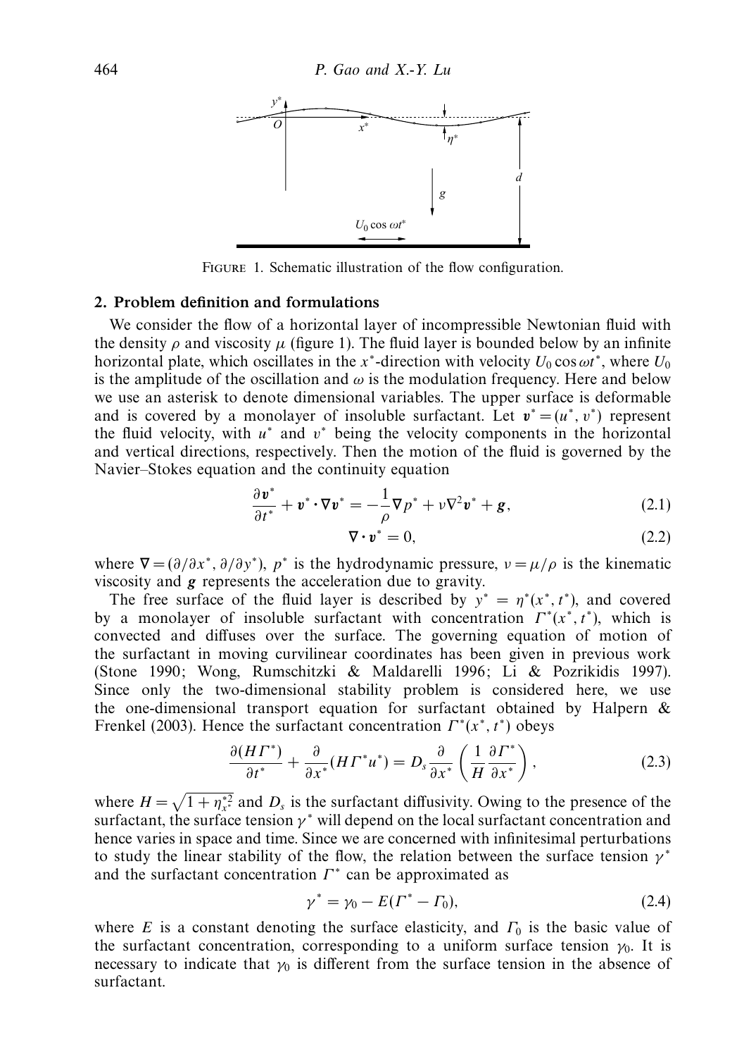FIGURE 1. Schematic illustration of the flow configuration.

## 2. Problem definition and formulations

We consider the flow of a horizontal layer of incompressible Newtonian fluid with the density $\rho$ and viscosity $\mu$ (figure 1). The fluid layer is bounded below by an infinite horizontal plate, which oscillates in the $x^*$-direction with velocity $U_0 \cos \omega t^*$, where $U_0$ is the amplitude of the oscillation and $\omega$ is the modulation frequency. Here and below we use an asterisk to denote dimensional variables. The upper surface is deformable and is covered by a monolayer of insoluble surfactant. Let $\boldsymbol{v}^* = (u^*, v^*)$ represent the fluid velocity, with $u^*$ and $v^*$ being the velocity components in the horizontal and vertical directions, respectively. Then the motion of the fluid is governed by the Navier–Stokes equation and the continuity equation

$$\frac{\partial \boldsymbol{v}^*}{\partial t^*} + \boldsymbol{v}^* \cdot \nabla \boldsymbol{v}^* = -\frac{1}{\rho} \nabla p^* + \nu \nabla^2 \boldsymbol{v}^* + \boldsymbol{g}, \tag{2.1}$$

$$\nabla \cdot \boldsymbol{v}^* = 0, \tag{2.2}$$

where $\nabla = (\partial/\partial x^*, \partial/\partial y^*)$, $p^*$ is the hydrodynamic pressure, $\nu = \mu/\rho$ is the kinematic viscosity and $\boldsymbol{g}$ represents the acceleration due to gravity.

The free surface of the fluid layer is described by $y^* = \eta^*(x^*, t^*)$, and covered by a monolayer of insoluble surfactant with concentration $\Gamma^*(x^*, t^*)$, which is convected and diffuses over the surface. The governing equation of motion of the surfactant in moving curvilinear coordinates has been given in previous work (Stone 1990; Wong, Rumschitzki & Maldarelli 1996; Li & Pozrikidis 1997). Since only the two-dimensional stability problem is considered here, we use the one-dimensional transport equation for surfactant obtained by Halpern & Frenkel (2003). Hence the surfactant concentration $\Gamma^*(x^*, t^*)$ obeys

$$\frac{\partial (H\Gamma^*)}{\partial t^*} + \frac{\partial}{\partial x^*}(H\Gamma^* u^*) = D_s \frac{\partial}{\partial x^*}\left(\frac{1}{H}\frac{\partial \Gamma^*}{\partial x^*}\right), \tag{2.3}$$

where $H = \sqrt{1 + \eta_{x^*}^{*2}}$ and $D_s$ is the surfactant diffusivity. Owing to the presence of the surfactant, the surface tension $\gamma^*$ will depend on the local surfactant concentration and hence varies in space and time. Since we are concerned with infinitesimal perturbations to study the linear stability of the flow, the relation between the surface tension $\gamma^*$ and the surfactant concentration $\Gamma^*$ can be approximated as

$$\gamma^* = \gamma_0 - E(\Gamma^* - \Gamma_0), \tag{2.4}$$

where $E$ is a constant denoting the surface elasticity, and $\Gamma_0$ is the basic value of the surfactant concentration, corresponding to a uniform surface tension $\gamma_0$. It is necessary to indicate that $\gamma_0$ is different from the surface tension in the absence of surfactant.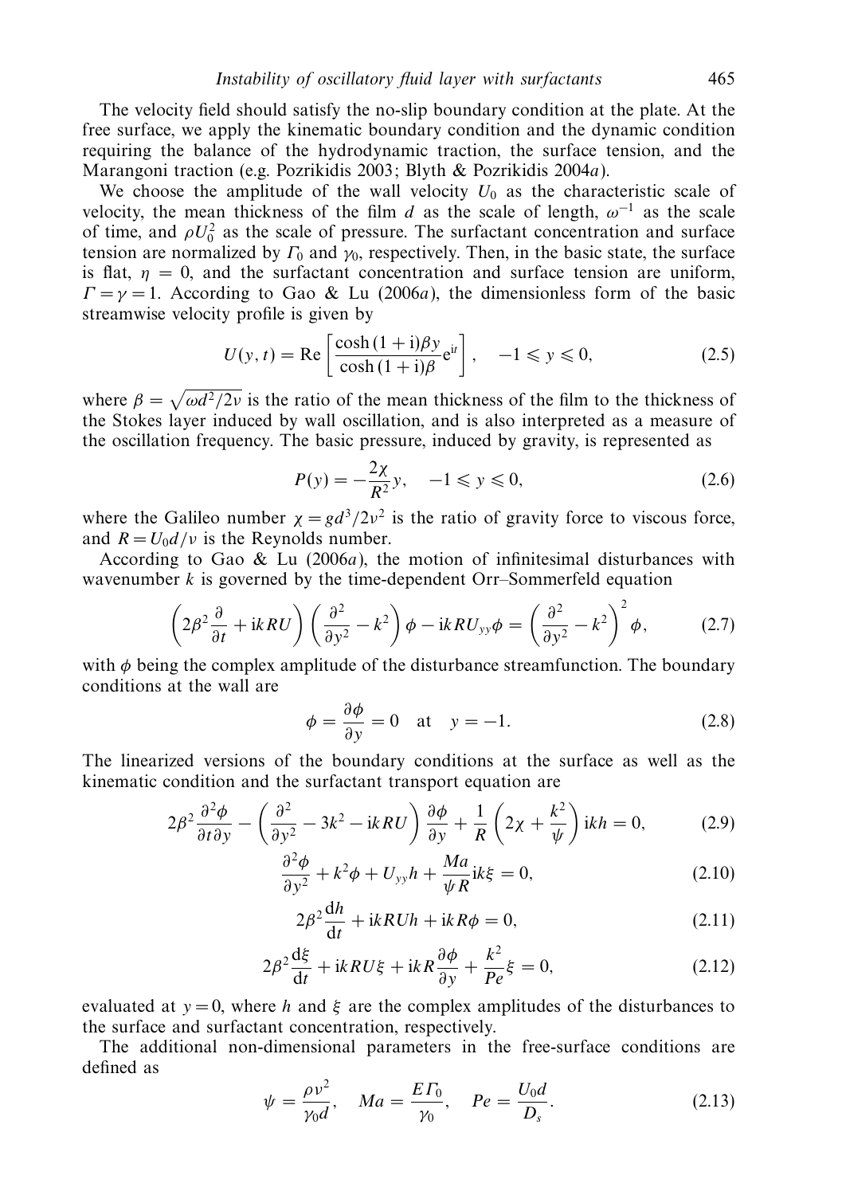The velocity field should satisfy the no-slip boundary condition at the plate. At the free surface, we apply the kinematic boundary condition and the dynamic condition requiring the balance of the hydrodynamic traction, the surface tension, and the Marangoni traction (e.g. Pozrikidis 2003; Blyth & Pozrikidis 2004*a*).

We choose the amplitude of the wall velocity $U_0$ as the characteristic scale of velocity, the mean thickness of the film $d$ as the scale of length, $\omega^{-1}$ as the scale of time, and $\rho U_0^2$ as the scale of pressure. The surfactant concentration and surface tension are normalized by $\Gamma_0$ and $\gamma_0$, respectively. Then, in the basic state, the surface is flat, $\eta = 0$, and the surfactant concentration and surface tension are uniform, $\Gamma = \gamma = 1$. According to Gao & Lu (2006*a*), the dimensionless form of the basic streamwise velocity profile is given by

$$U(y,t) = \mathrm{Re}\left[\frac{\cosh(1+\mathrm{i})\beta y}{\cosh(1+\mathrm{i})\beta}\mathrm{e}^{\mathrm{i}t}\right], \quad -1 \leqslant y \leqslant 0, \tag{2.5}$$

where $\beta = \sqrt{\omega d^2/2\nu}$ is the ratio of the mean thickness of the film to the thickness of the Stokes layer induced by wall oscillation, and is also interpreted as a measure of the oscillation frequency. The basic pressure, induced by gravity, is represented as

$$P(y) = -\frac{2\chi}{R^2}y, \quad -1 \leqslant y \leqslant 0, \tag{2.6}$$

where the Galileo number $\chi = gd^3/2\nu^2$ is the ratio of gravity force to viscous force, and $R = U_0 d/\nu$ is the Reynolds number.

According to Gao & Lu (2006*a*), the motion of infinitesimal disturbances with wavenumber $k$ is governed by the time-dependent Orr–Sommerfeld equation

$$\left(2\beta^2\frac{\partial}{\partial t} + \mathrm{i}kRU\right)\left(\frac{\partial^2}{\partial y^2} - k^2\right)\phi - \mathrm{i}kRU_{yy}\phi = \left(\frac{\partial^2}{\partial y^2} - k^2\right)^2\phi, \tag{2.7}$$

with $\phi$ being the complex amplitude of the disturbance streamfunction. The boundary conditions at the wall are

$$\phi = \frac{\partial \phi}{\partial y} = 0 \quad \text{at} \quad y = -1. \tag{2.8}$$

The linearized versions of the boundary conditions at the surface as well as the kinematic condition and the surfactant transport equation are

$$2\beta^2\frac{\partial^2\phi}{\partial t\,\partial y} - \left(\frac{\partial^2}{\partial y^2} - 3k^2 - \mathrm{i}kRU\right)\frac{\partial\phi}{\partial y} + \frac{1}{R}\left(2\chi + \frac{k^2}{\psi}\right)\mathrm{i}kh = 0, \tag{2.9}$$

$$\frac{\partial^2\phi}{\partial y^2} + k^2\phi + U_{yy}h + \frac{Ma}{\psi R}\mathrm{i}k\xi = 0, \tag{2.10}$$

$$2\beta^2\frac{\mathrm{d}h}{\mathrm{d}t} + \mathrm{i}kRUh + \mathrm{i}kR\phi = 0, \tag{2.11}$$

$$2\beta^2\frac{\mathrm{d}\xi}{\mathrm{d}t} + \mathrm{i}kRU\xi + \mathrm{i}kR\frac{\partial\phi}{\partial y} + \frac{k^2}{Pe}\xi = 0, \tag{2.12}$$

evaluated at $y = 0$, where $h$ and $\xi$ are the complex amplitudes of the disturbances to the surface and surfactant concentration, respectively.

The additional non-dimensional parameters in the free-surface conditions are defined as

$$\psi = \frac{\rho\nu^2}{\gamma_0 d}, \quad Ma = \frac{E\Gamma_0}{\gamma_0}, \quad Pe = \frac{U_0 d}{D_s}. \tag{2.13}$$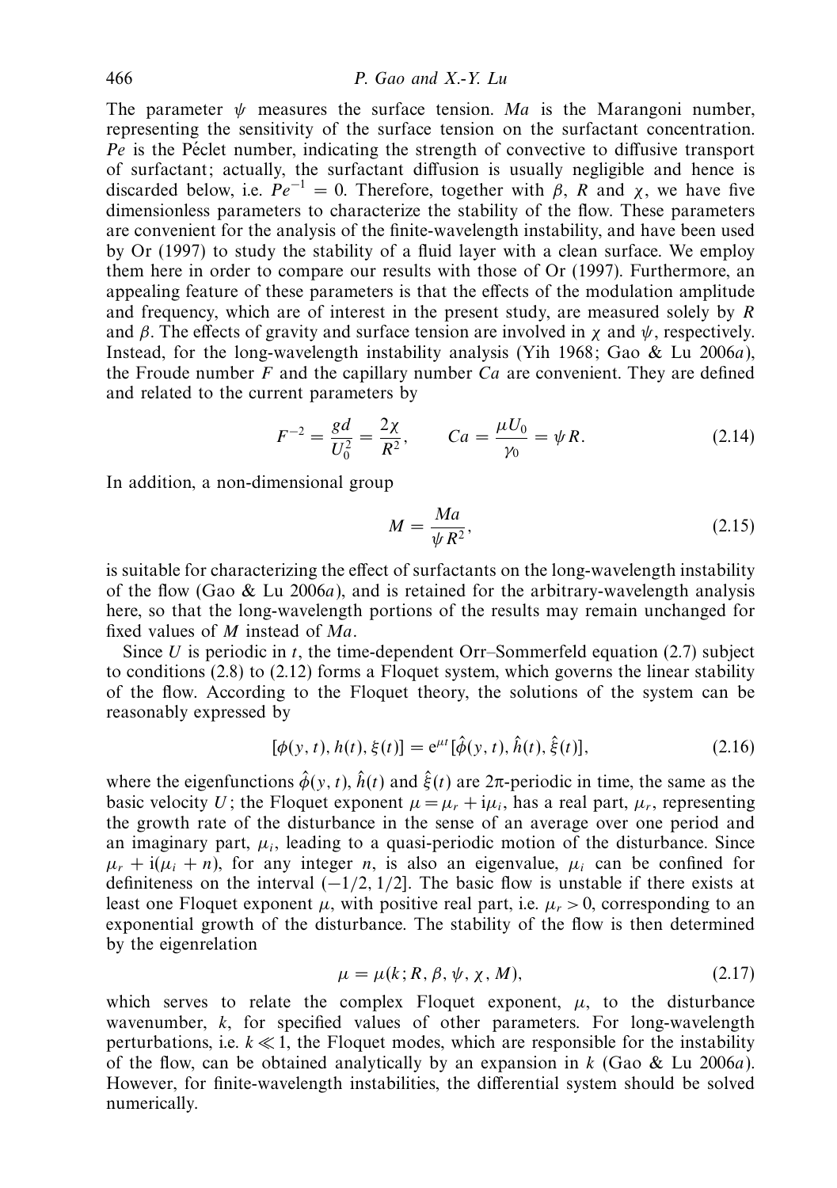The parameter $\psi$ measures the surface tension. $Ma$ is the Marangoni number, representing the sensitivity of the surface tension on the surfactant concentration. $Pe$ is the Péclet number, indicating the strength of convective to diffusive transport of surfactant; actually, the surfactant diffusion is usually negligible and hence is discarded below, i.e. $Pe^{-1} = 0$. Therefore, together with $\beta$, $R$ and $\chi$, we have five dimensionless parameters to characterize the stability of the flow. These parameters are convenient for the analysis of the finite-wavelength instability, and have been used by Or (1997) to study the stability of a fluid layer with a clean surface. We employ them here in order to compare our results with those of Or (1997). Furthermore, an appealing feature of these parameters is that the effects of the modulation amplitude and frequency, which are of interest in the present study, are measured solely by $R$ and $\beta$. The effects of gravity and surface tension are involved in $\chi$ and $\psi$, respectively. Instead, for the long-wavelength instability analysis (Yih 1968; Gao & Lu 2006*a*), the Froude number $F$ and the capillary number $Ca$ are convenient. They are defined and related to the current parameters by

$$F^{-2} = \frac{gd}{U_0^2} = \frac{2\chi}{R^2}, \qquad Ca = \frac{\mu U_0}{\gamma_0} = \psi R. \tag{2.14}$$

In addition, a non-dimensional group

$$M = \frac{Ma}{\psi R^2}, \tag{2.15}$$

is suitable for characterizing the effect of surfactants on the long-wavelength instability of the flow (Gao & Lu 2006*a*), and is retained for the arbitrary-wavelength analysis here, so that the long-wavelength portions of the results may remain unchanged for fixed values of $M$ instead of $Ma$.

Since $U$ is periodic in $t$, the time-dependent Orr–Sommerfeld equation (2.7) subject to conditions (2.8) to (2.12) forms a Floquet system, which governs the linear stability of the flow. According to the Floquet theory, the solutions of the system can be reasonably expressed by

$$[\phi(y,t), h(t), \xi(t)] = e^{\mu t}[\hat{\phi}(y,t), \hat{h}(t), \hat{\xi}(t)], \tag{2.16}$$

where the eigenfunctions $\hat{\phi}(y,t)$, $\hat{h}(t)$ and $\hat{\xi}(t)$ are $2\pi$-periodic in time, the same as the basic velocity $U$; the Floquet exponent $\mu = \mu_r + i\mu_i$, has a real part, $\mu_r$, representing the growth rate of the disturbance in the sense of an average over one period and an imaginary part, $\mu_i$, leading to a quasi-periodic motion of the disturbance. Since $\mu_r + i(\mu_i + n)$, for any integer $n$, is also an eigenvalue, $\mu_i$ can be confined for definiteness on the interval $(-1/2, 1/2]$. The basic flow is unstable if there exists at least one Floquet exponent $\mu$, with positive real part, i.e. $\mu_r > 0$, corresponding to an exponential growth of the disturbance. The stability of the flow is then determined by the eigenrelation

$$\mu = \mu(k; R, \beta, \psi, \chi, M), \tag{2.17}$$

which serves to relate the complex Floquet exponent, $\mu$, to the disturbance wavenumber, $k$, for specified values of other parameters. For long-wavelength perturbations, i.e. $k \ll 1$, the Floquet modes, which are responsible for the instability of the flow, can be obtained analytically by an expansion in $k$ (Gao & Lu 2006*a*). However, for finite-wavelength instabilities, the differential system should be solved numerically.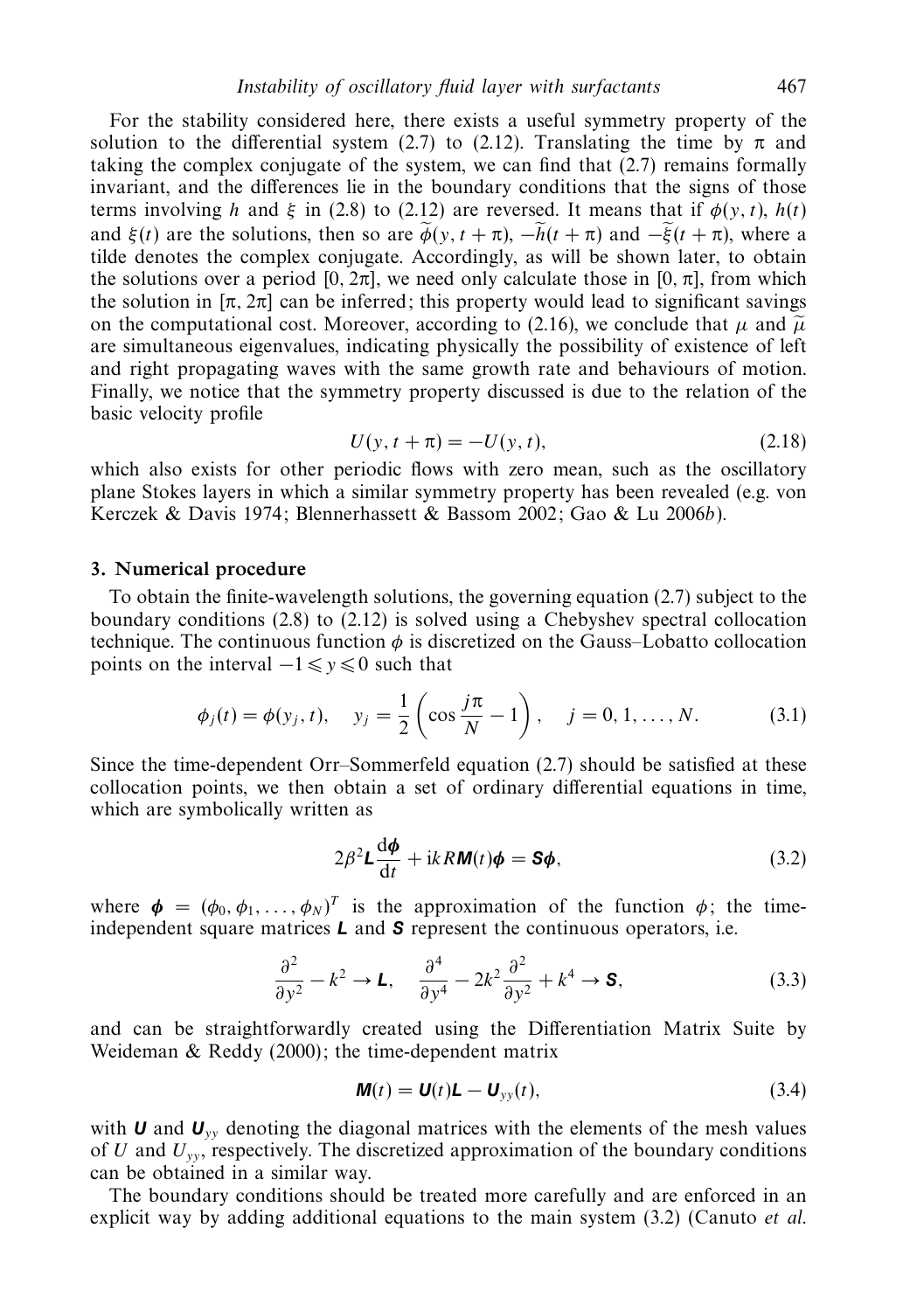For the stability considered here, there exists a useful symmetry property of the solution to the differential system (2.7) to (2.12). Translating the time by $\pi$ and taking the complex conjugate of the system, we can find that (2.7) remains formally invariant, and the differences lie in the boundary conditions that the signs of those terms involving $h$ and $\xi$ in (2.8) to (2.12) are reversed. It means that if $\phi(y, t)$, $h(t)$ and $\xi(t)$ are the solutions, then so are $\widetilde{\phi}(y, t+\pi)$, $-\widetilde{h}(t+\pi)$ and $-\widetilde{\xi}(t+\pi)$, where a tilde denotes the complex conjugate. Accordingly, as will be shown later, to obtain the solutions over a period $[0, 2\pi]$, we need only calculate those in $[0, \pi]$, from which the solution in $[\pi, 2\pi]$ can be inferred; this property would lead to significant savings on the computational cost. Moreover, according to (2.16), we conclude that $\mu$ and $\widetilde{\mu}$ are simultaneous eigenvalues, indicating physically the possibility of existence of left and right propagating waves with the same growth rate and behaviours of motion. Finally, we notice that the symmetry property discussed is due to the relation of the basic velocity profile

$$U(y, t+\pi) = -U(y, t), \tag{2.18}$$

which also exists for other periodic flows with zero mean, such as the oscillatory plane Stokes layers in which a similar symmetry property has been revealed (e.g. von Kerczek & Davis 1974; Blennerhassett & Bassom 2002; Gao & Lu 2006*b*).

## 3. Numerical procedure

To obtain the finite-wavelength solutions, the governing equation (2.7) subject to the boundary conditions (2.8) to (2.12) is solved using a Chebyshev spectral collocation technique. The continuous function $\phi$ is discretized on the Gauss–Lobatto collocation points on the interval $-1 \leqslant y \leqslant 0$ such that

$$\phi_j(t) = \phi(y_j, t), \quad y_j = \frac{1}{2}\left(\cos\frac{j\pi}{N} - 1\right), \quad j = 0, 1, \ldots, N. \tag{3.1}$$

Since the time-dependent Orr–Sommerfeld equation (2.7) should be satisfied at these collocation points, we then obtain a set of ordinary differential equations in time, which are symbolically written as

$$2\beta^2 \boldsymbol{L}\frac{\mathrm{d}\boldsymbol{\phi}}{\mathrm{d}t} + \mathrm{i}kR\boldsymbol{M}(t)\boldsymbol{\phi} = \boldsymbol{S}\boldsymbol{\phi}, \tag{3.2}$$

where $\boldsymbol{\phi} = (\phi_0, \phi_1, \ldots, \phi_N)^T$ is the approximation of the function $\phi$; the time-independent square matrices $\boldsymbol{L}$ and $\boldsymbol{S}$ represent the continuous operators, i.e.

$$\frac{\partial^2}{\partial y^2} - k^2 \rightarrow \boldsymbol{L}, \quad \frac{\partial^4}{\partial y^4} - 2k^2\frac{\partial^2}{\partial y^2} + k^4 \rightarrow \boldsymbol{S}, \tag{3.3}$$

and can be straightforwardly created using the Differentiation Matrix Suite by Weideman & Reddy (2000); the time-dependent matrix

$$\boldsymbol{M}(t) = \boldsymbol{U}(t)\boldsymbol{L} - \boldsymbol{U}_{yy}(t), \tag{3.4}$$

with $\boldsymbol{U}$ and $\boldsymbol{U}_{yy}$ denoting the diagonal matrices with the elements of the mesh values of $U$ and $U_{yy}$, respectively. The discretized approximation of the boundary conditions can be obtained in a similar way.

The boundary conditions should be treated more carefully and are enforced in an explicit way by adding additional equations to the main system (3.2) (Canuto *et al.*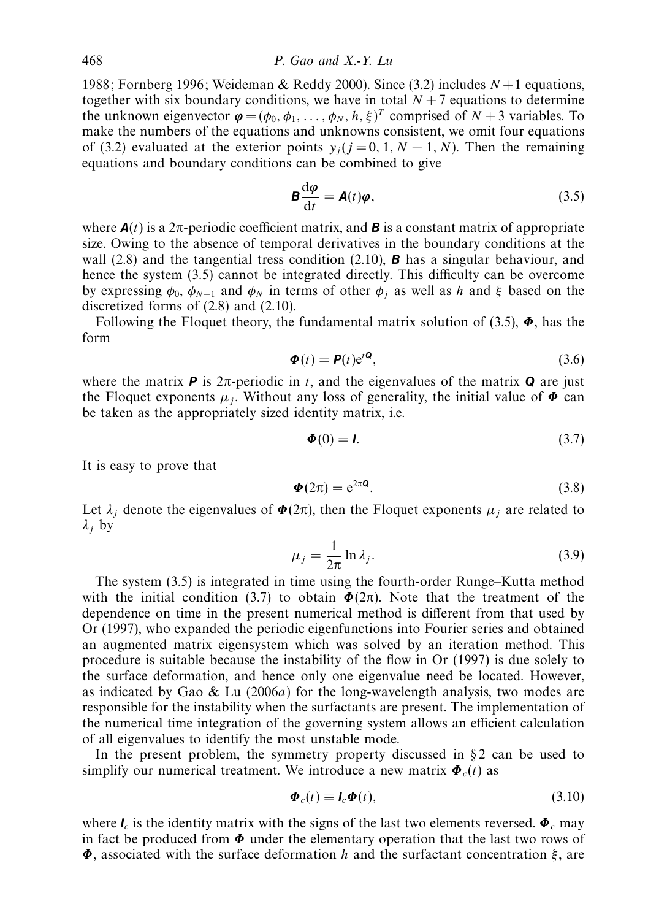1988; Fornberg 1996; Weideman & Reddy 2000). Since (3.2) includes $N+1$ equations, together with six boundary conditions, we have in total $N+7$ equations to determine the unknown eigenvector $\boldsymbol{\varphi} = (\phi_0, \phi_1, \ldots, \phi_N, h, \xi)^T$ comprised of $N+3$ variables. To make the numbers of the equations and unknowns consistent, we omit four equations of (3.2) evaluated at the exterior points $y_j (j = 0, 1, N-1, N)$. Then the remaining equations and boundary conditions can be combined to give

$$\boldsymbol{B}\frac{\mathrm{d}\boldsymbol{\varphi}}{\mathrm{d}t} = \boldsymbol{A}(t)\boldsymbol{\varphi}, \tag{3.5}$$

where $\boldsymbol{A}(t)$ is a $2\pi$-periodic coefficient matrix, and $\boldsymbol{B}$ is a constant matrix of appropriate size. Owing to the absence of temporal derivatives in the boundary conditions at the wall (2.8) and the tangential tress condition (2.10), $\boldsymbol{B}$ has a singular behaviour, and hence the system (3.5) cannot be integrated directly. This difficulty can be overcome by expressing $\phi_0$, $\phi_{N-1}$ and $\phi_N$ in terms of other $\phi_j$ as well as $h$ and $\xi$ based on the discretized forms of (2.8) and (2.10).

Following the Floquet theory, the fundamental matrix solution of (3.5), $\boldsymbol{\Phi}$, has the form

$$\boldsymbol{\Phi}(t) = \boldsymbol{P}(t)\mathrm{e}^{t\boldsymbol{Q}}, \tag{3.6}$$

where the matrix $\boldsymbol{P}$ is $2\pi$-periodic in $t$, and the eigenvalues of the matrix $\boldsymbol{Q}$ are just the Floquet exponents $\mu_j$. Without any loss of generality, the initial value of $\boldsymbol{\Phi}$ can be taken as the appropriately sized identity matrix, i.e.

$$\boldsymbol{\Phi}(0) = \boldsymbol{I}. \tag{3.7}$$

It is easy to prove that

$$\boldsymbol{\Phi}(2\pi) = \mathrm{e}^{2\pi\boldsymbol{Q}}. \tag{3.8}$$

Let $\lambda_j$ denote the eigenvalues of $\boldsymbol{\Phi}(2\pi)$, then the Floquet exponents $\mu_j$ are related to $\lambda_j$ by

$$\mu_j = \frac{1}{2\pi}\ln\lambda_j. \tag{3.9}$$

The system (3.5) is integrated in time using the fourth-order Runge–Kutta method with the initial condition (3.7) to obtain $\boldsymbol{\Phi}(2\pi)$. Note that the treatment of the dependence on time in the present numerical method is different from that used by Or (1997), who expanded the periodic eigenfunctions into Fourier series and obtained an augmented matrix eigensystem which was solved by an iteration method. This procedure is suitable because the instability of the flow in Or (1997) is due solely to the surface deformation, and hence only one eigenvalue need be located. However, as indicated by Gao & Lu (2006*a*) for the long-wavelength analysis, two modes are responsible for the instability when the surfactants are present. The implementation of the numerical time integration of the governing system allows an efficient calculation of all eigenvalues to identify the most unstable mode.

In the present problem, the symmetry property discussed in § 2 can be used to simplify our numerical treatment. We introduce a new matrix $\boldsymbol{\Phi}_c(t)$ as

$$\boldsymbol{\Phi}_c(t) \equiv \boldsymbol{I}_c\boldsymbol{\Phi}(t), \tag{3.10}$$

where $\boldsymbol{I}_c$ is the identity matrix with the signs of the last two elements reversed. $\boldsymbol{\Phi}_c$ may in fact be produced from $\boldsymbol{\Phi}$ under the elementary operation that the last two rows of $\boldsymbol{\Phi}$, associated with the surface deformation $h$ and the surfactant concentration $\xi$, are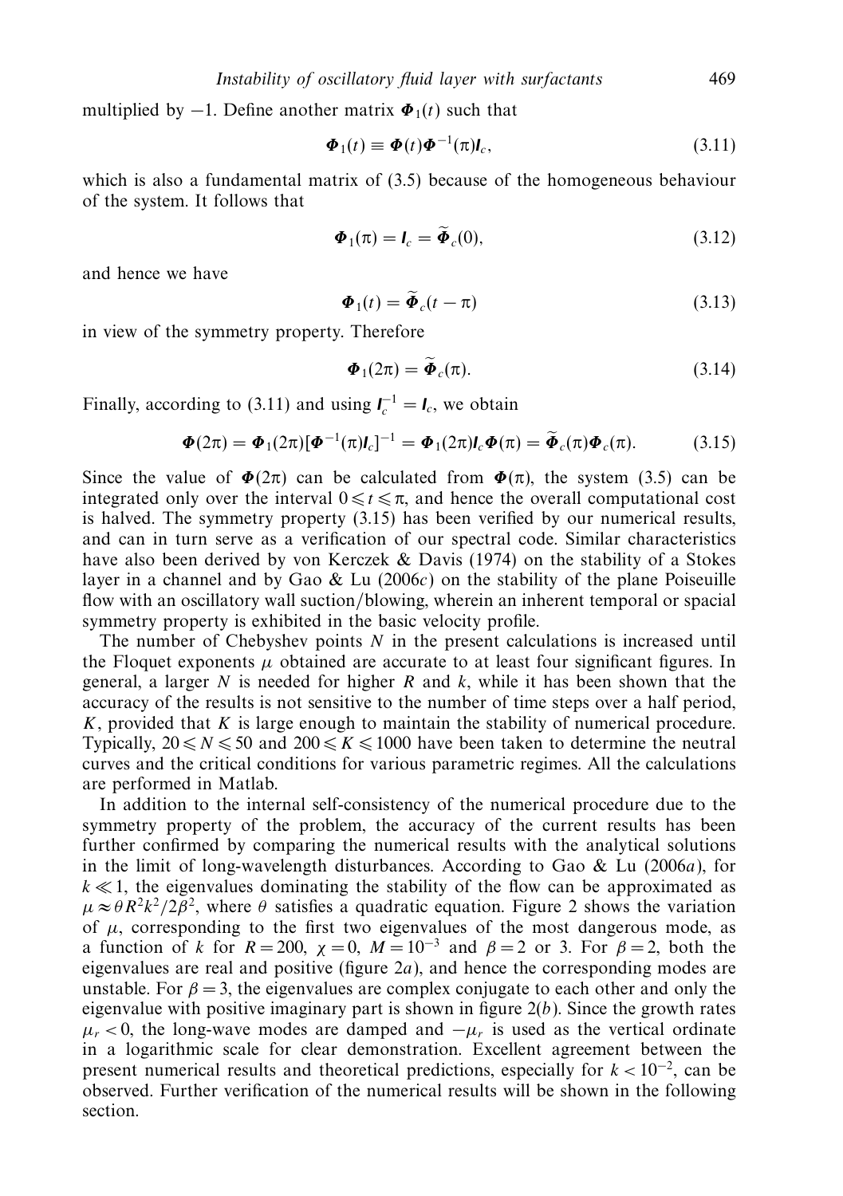multiplied by $-1$. Define another matrix $\boldsymbol{\Phi}_1(t)$ such that

$$\boldsymbol{\Phi}_1(t) \equiv \boldsymbol{\Phi}(t)\boldsymbol{\Phi}^{-1}(\pi)\boldsymbol{I}_c, \tag{3.11}$$

which is also a fundamental matrix of (3.5) because of the homogeneous behaviour of the system. It follows that

$$\boldsymbol{\Phi}_1(\pi) = \boldsymbol{I}_c = \widetilde{\boldsymbol{\Phi}}_c(0), \tag{3.12}$$

and hence we have

$$\boldsymbol{\Phi}_1(t) = \widetilde{\boldsymbol{\Phi}}_c(t-\pi) \tag{3.13}$$

in view of the symmetry property. Therefore

$$\boldsymbol{\Phi}_1(2\pi) = \widetilde{\boldsymbol{\Phi}}_c(\pi). \tag{3.14}$$

Finally, according to (3.11) and using $\boldsymbol{I}_c^{-1} = \boldsymbol{I}_c$, we obtain

$$\boldsymbol{\Phi}(2\pi) = \boldsymbol{\Phi}_1(2\pi)[\boldsymbol{\Phi}^{-1}(\pi)\boldsymbol{I}_c]^{-1} = \boldsymbol{\Phi}_1(2\pi)\boldsymbol{I}_c\boldsymbol{\Phi}(\pi) = \widetilde{\boldsymbol{\Phi}}_c(\pi)\boldsymbol{\Phi}_c(\pi). \tag{3.15}$$

Since the value of $\boldsymbol{\Phi}(2\pi)$ can be calculated from $\boldsymbol{\Phi}(\pi)$, the system (3.5) can be integrated only over the interval $0 \leqslant t \leqslant \pi$, and hence the overall computational cost is halved. The symmetry property (3.15) has been verified by our numerical results, and can in turn serve as a verification of our spectral code. Similar characteristics have also been derived by von Kerczek & Davis (1974) on the stability of a Stokes layer in a channel and by Gao & Lu (2006*c*) on the stability of the plane Poiseuille flow with an oscillatory wall suction/blowing, wherein an inherent temporal or spacial symmetry property is exhibited in the basic velocity profile.

The number of Chebyshev points $N$ in the present calculations is increased until the Floquet exponents $\mu$ obtained are accurate to at least four significant figures. In general, a larger $N$ is needed for higher $R$ and $k$, while it has been shown that the accuracy of the results is not sensitive to the number of time steps over a half period, $K$, provided that $K$ is large enough to maintain the stability of numerical procedure. Typically, $20 \leqslant N \leqslant 50$ and $200 \leqslant K \leqslant 1000$ have been taken to determine the neutral curves and the critical conditions for various parametric regimes. All the calculations are performed in Matlab.

In addition to the internal self-consistency of the numerical procedure due to the symmetry property of the problem, the accuracy of the current results has been further confirmed by comparing the numerical results with the analytical solutions in the limit of long-wavelength disturbances. According to Gao & Lu (2006*a*), for $k \ll 1$, the eigenvalues dominating the stability of the flow can be approximated as $\mu \approx \theta R^2k^2/2\beta^2$, where $\theta$ satisfies a quadratic equation. Figure 2 shows the variation of $\mu$, corresponding to the first two eigenvalues of the most dangerous mode, as a function of $k$ for $R = 200$, $\chi = 0$, $M = 10^{-3}$ and $\beta = 2$ or 3. For $\beta = 2$, both the eigenvalues are real and positive (figure 2*a*), and hence the corresponding modes are unstable. For $\beta = 3$, the eigenvalues are complex conjugate to each other and only the eigenvalue with positive imaginary part is shown in figure 2(*b*). Since the growth rates $\mu_r < 0$, the long-wave modes are damped and $-\mu_r$ is used as the vertical ordinate in a logarithmic scale for clear demonstration. Excellent agreement between the present numerical results and theoretical predictions, especially for $k < 10^{-2}$, can be observed. Further verification of the numerical results will be shown in the following section.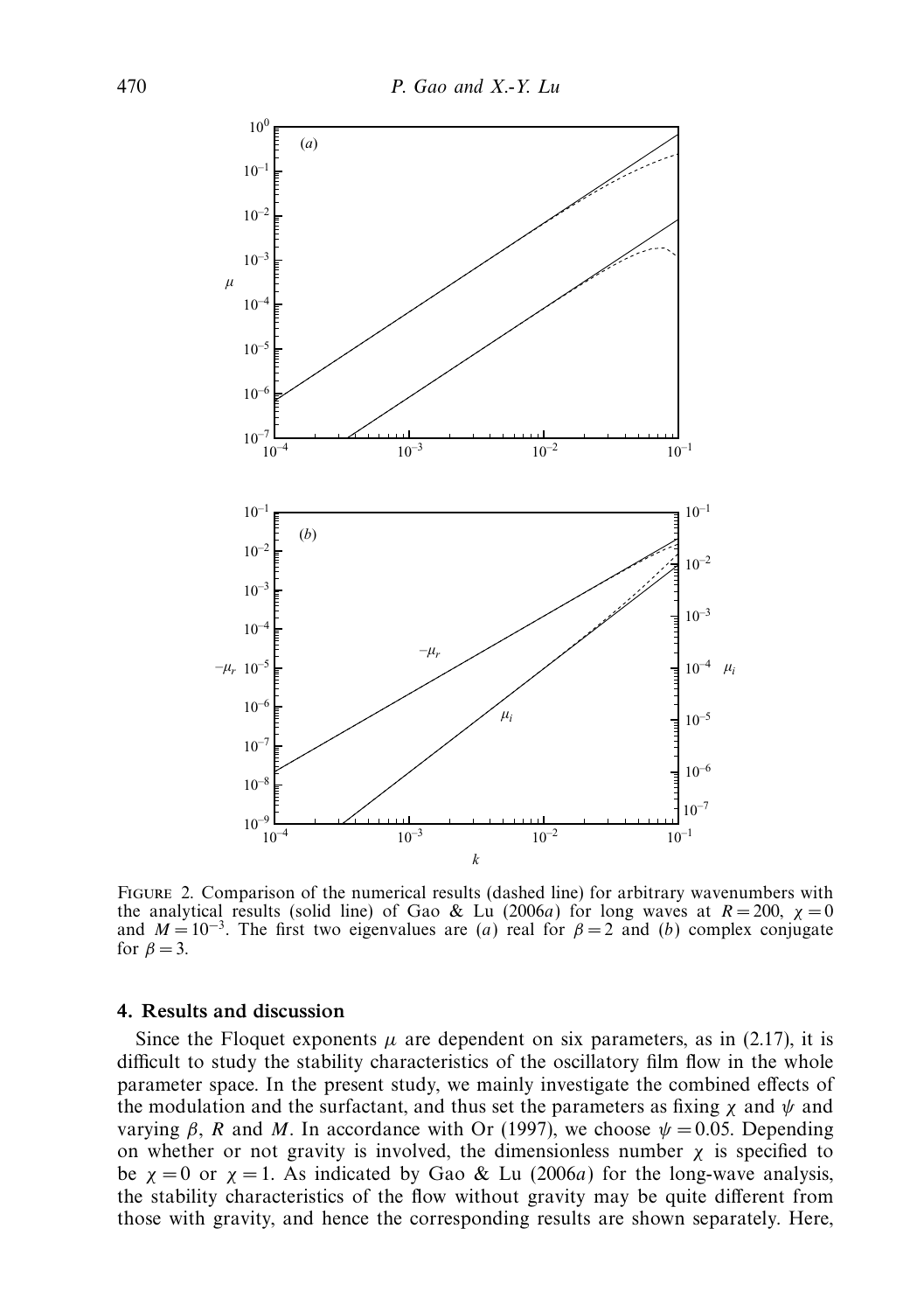FIGURE 2. Comparison of the numerical results (dashed line) for arbitrary wavenumbers with the analytical results (solid line) of Gao & Lu (2006*a*) for long waves at $R = 200$, $\chi = 0$ and $M = 10^{-3}$. The first two eigenvalues are (*a*) real for $\beta = 2$ and (*b*) complex conjugate for $\beta = 3$.

## 4. Results and discussion

Since the Floquet exponents $\mu$ are dependent on six parameters, as in (2.17), it is difficult to study the stability characteristics of the oscillatory film flow in the whole parameter space. In the present study, we mainly investigate the combined effects of the modulation and the surfactant, and thus set the parameters as fixing $\chi$ and $\psi$ and varying $\beta$, $R$ and $M$. In accordance with Or (1997), we choose $\psi = 0.05$. Depending on whether or not gravity is involved, the dimensionless number $\chi$ is specified to be $\chi = 0$ or $\chi = 1$. As indicated by Gao & Lu (2006*a*) for the long-wave analysis, the stability characteristics of the flow without gravity may be quite different from those with gravity, and hence the corresponding results are shown separately. Here,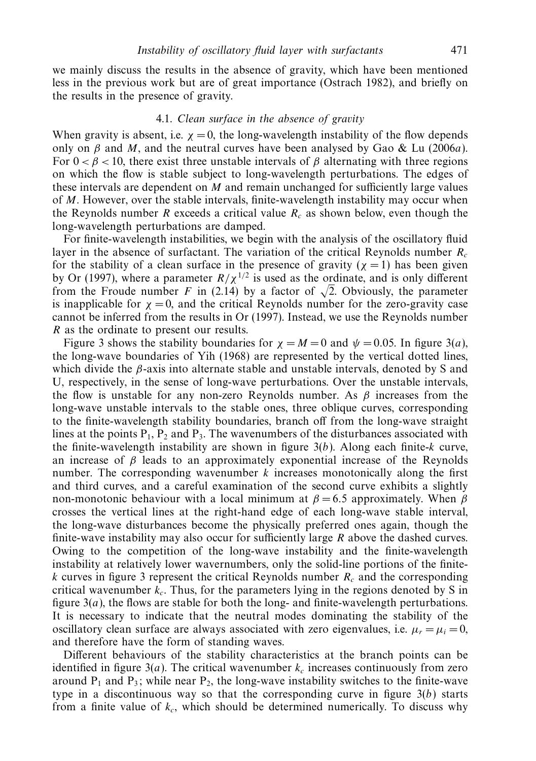we mainly discuss the results in the absence of gravity, which have been mentioned less in the previous work but are of great importance (Ostrach 1982), and briefly on the results in the presence of gravity.

### 4.1. *Clean surface in the absence of gravity*

When gravity is absent, i.e. $\chi = 0$, the long-wavelength instability of the flow depends only on $\beta$ and $M$, and the neutral curves have been analysed by Gao & Lu (2006*a*). For $0 < \beta < 10$, there exist three unstable intervals of $\beta$ alternating with three regions on which the flow is stable subject to long-wavelength perturbations. The edges of these intervals are dependent on $M$ and remain unchanged for sufficiently large values of $M$. However, over the stable intervals, finite-wavelength instability may occur when the Reynolds number $R$ exceeds a critical value $R_c$ as shown below, even though the long-wavelength perturbations are damped.

For finite-wavelength instabilities, we begin with the analysis of the oscillatory fluid layer in the absence of surfactant. The variation of the critical Reynolds number $R_c$ for the stability of a clean surface in the presence of gravity ($\chi = 1$) has been given by Or (1997), where a parameter $R/\chi^{1/2}$ is used as the ordinate, and is only different from the Froude number $F$ in (2.14) by a factor of $\sqrt{2}$. Obviously, the parameter is inapplicable for $\chi = 0$, and the critical Reynolds number for the zero-gravity case cannot be inferred from the results in Or (1997). Instead, we use the Reynolds number $R$ as the ordinate to present our results.

Figure 3 shows the stability boundaries for $\chi = M = 0$ and $\psi = 0.05$. In figure 3(*a*), the long-wave boundaries of Yih (1968) are represented by the vertical dotted lines, which divide the $\beta$-axis into alternate stable and unstable intervals, denoted by S and U, respectively, in the sense of long-wave perturbations. Over the unstable intervals, the flow is unstable for any non-zero Reynolds number. As $\beta$ increases from the long-wave unstable intervals to the stable ones, three oblique curves, corresponding to the finite-wavelength stability boundaries, branch off from the long-wave straight lines at the points $P_1$, $P_2$ and $P_3$. The wavenumbers of the disturbances associated with the finite-wavelength instability are shown in figure 3(*b*). Along each finite-$k$ curve, an increase of $\beta$ leads to an approximately exponential increase of the Reynolds number. The corresponding wavenumber $k$ increases monotonically along the first and third curves, and a careful examination of the second curve exhibits a slightly non-monotonic behaviour with a local minimum at $\beta = 6.5$ approximately. When $\beta$ crosses the vertical lines at the right-hand edge of each long-wave stable interval, the long-wave disturbances become the physically preferred ones again, though the finite-wave instability may also occur for sufficiently large $R$ above the dashed curves. Owing to the competition of the long-wave instability and the finite-wavelength instability at relatively lower waverumbers, only the solid-line portions of the finite-$k$ curves in figure 3 represent the critical Reynolds number $R_c$ and the corresponding critical wavenumber $k_c$. Thus, for the parameters lying in the regions denoted by S in figure 3(*a*), the flows are stable for both the long- and finite-wavelength perturbations. It is necessary to indicate that the neutral modes dominating the stability of the oscillatory clean surface are always associated with zero eigenvalues, i.e. $\mu_r = \mu_i = 0$, and therefore have the form of standing waves.

Different behaviours of the stability characteristics at the branch points can be identified in figure 3(*a*). The critical wavenumber $k_c$ increases continuously from zero around $P_1$ and $P_3$; while near $P_2$, the long-wave instability switches to the finite-wave type in a discontinuous way so that the corresponding curve in figure 3(*b*) starts from a finite value of $k_c$, which should be determined numerically. To discuss why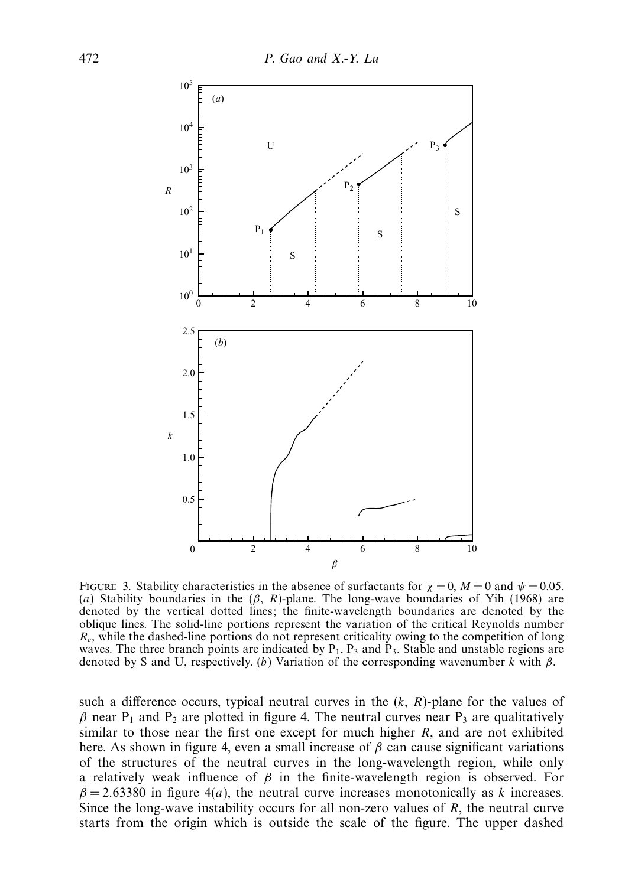FIGURE 3. Stability characteristics in the absence of surfactants for $\chi = 0$, $M = 0$ and $\psi = 0.05$. (*a*) Stability boundaries in the $(\beta, R)$-plane. The long-wave boundaries of Yih (1968) are denoted by the vertical dotted lines; the finite-wavelength boundaries are denoted by the oblique lines. The solid-line portions represent the variation of the critical Reynolds number $R_c$, while the dashed-line portions do not represent criticality owing to the competition of long waves. The three branch points are indicated by $P_1$, $P_3$ and $P_3$. Stable and unstable regions are denoted by S and U, respectively. (*b*) Variation of the corresponding wavenumber $k$ with $\beta$.

such a difference occurs, typical neutral curves in the $(k, R)$-plane for the values of $\beta$ near $P_1$ and $P_2$ are plotted in figure 4. The neutral curves near $P_3$ are qualitatively similar to those near the first one except for much higher $R$, and are not exhibited here. As shown in figure 4, even a small increase of $\beta$ can cause significant variations of the structures of the neutral curves in the long-wavelength region, while only a relatively weak influence of $\beta$ in the finite-wavelength region is observed. For $\beta = 2.63380$ in figure 4(*a*), the neutral curve increases monotonically as $k$ increases. Since the long-wave instability occurs for all non-zero values of $R$, the neutral curve starts from the origin which is outside the scale of the figure. The upper dashed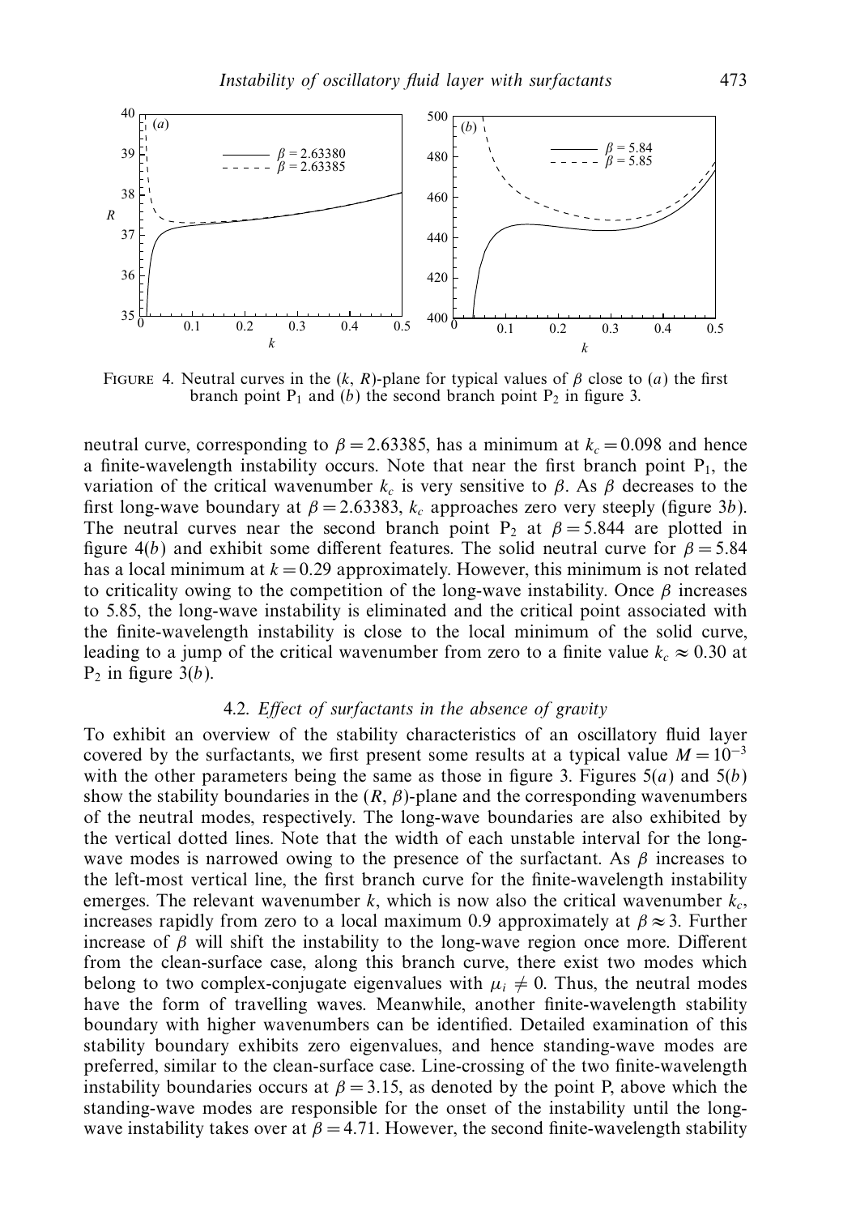FIGURE 4. Neutral curves in the $(k, R)$-plane for typical values of $\beta$ close to $(a)$ the first branch point $P_1$ and $(b)$ the second branch point $P_2$ in figure 3.

neutral curve, corresponding to $\beta = 2.63385$, has a minimum at $k_c = 0.098$ and hence a finite-wavelength instability occurs. Note that near the first branch point $P_1$, the variation of the critical wavenumber $k_c$ is very sensitive to $\beta$. As $\beta$ decreases to the first long-wave boundary at $\beta = 2.63383$, $k_c$ approaches zero very steeply (figure 3$b$). The neutral curves near the second branch point $P_2$ at $\beta = 5.844$ are plotted in figure 4($b$) and exhibit some different features. The solid neutral curve for $\beta = 5.84$ has a local minimum at $k = 0.29$ approximately. However, this minimum is not related to criticality owing to the competition of the long-wave instability. Once $\beta$ increases to 5.85, the long-wave instability is eliminated and the critical point associated with the finite-wavelength instability is close to the local minimum of the solid curve, leading to a jump of the critical wavenumber from zero to a finite value $k_c \approx 0.30$ at $P_2$ in figure 3($b$).

### 4.2. *Effect of surfactants in the absence of gravity*

To exhibit an overview of the stability characteristics of an oscillatory fluid layer covered by the surfactants, we first present some results at a typical value $M = 10^{-3}$ with the other parameters being the same as those in figure 3. Figures 5($a$) and 5($b$) show the stability boundaries in the $(R, \beta)$-plane and the corresponding wavenumbers of the neutral modes, respectively. The long-wave boundaries are also exhibited by the vertical dotted lines. Note that the width of each unstable interval for the long-wave modes is narrowed owing to the presence of the surfactant. As $\beta$ increases to the left-most vertical line, the first branch curve for the finite-wavelength instability emerges. The relevant wavenumber $k$, which is now also the critical wavenumber $k_c$, increases rapidly from zero to a local maximum 0.9 approximately at $\beta \approx 3$. Further increase of $\beta$ will shift the instability to the long-wave region once more. Different from the clean-surface case, along this branch curve, there exist two modes which belong to two complex-conjugate eigenvalues with $\mu_i \neq 0$. Thus, the neutral modes have the form of travelling waves. Meanwhile, another finite-wavelength stability boundary with higher wavenumbers can be identified. Detailed examination of this stability boundary exhibits zero eigenvalues, and hence standing-wave modes are preferred, similar to the clean-surface case. Line-crossing of the two finite-wavelength instability boundaries occurs at $\beta = 3.15$, as denoted by the point P, above which the standing-wave modes are responsible for the onset of the instability until the long-wave instability takes over at $\beta = 4.71$. However, the second finite-wavelength stability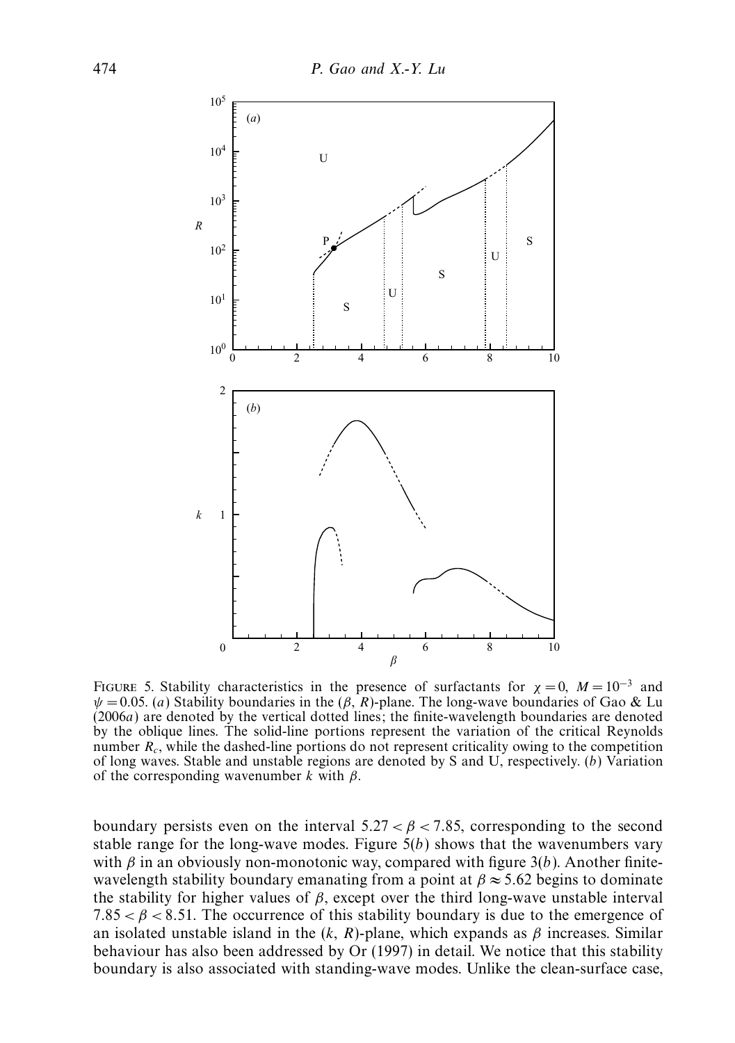FIGURE 5. Stability characteristics in the presence of surfactants for $\chi = 0$, $M = 10^{-3}$ and $\psi = 0.05$. (*a*) Stability boundaries in the $(\beta, R)$-plane. The long-wave boundaries of Gao & Lu (2006*a*) are denoted by the vertical dotted lines; the finite-wavelength boundaries are denoted by the oblique lines. The solid-line portions represent the variation of the critical Reynolds number $R_c$, while the dashed-line portions do not represent criticality owing to the competition of long waves. Stable and unstable regions are denoted by S and U, respectively. (*b*) Variation of the corresponding wavenumber $k$ with $\beta$.

boundary persists even on the interval $5.27 < \beta < 7.85$, corresponding to the second stable range for the long-wave modes. Figure 5(*b*) shows that the wavenumbers vary with $\beta$ in an obviously non-monotonic way, compared with figure 3(*b*). Another finite-wavelength stability boundary emanating from a point at $\beta \approx 5.62$ begins to dominate the stability for higher values of $\beta$, except over the third long-wave unstable interval $7.85 < \beta < 8.51$. The occurrence of this stability boundary is due to the emergence of an isolated unstable island in the $(k, R)$-plane, which expands as $\beta$ increases. Similar behaviour has also been addressed by Or (1997) in detail. We notice that this stability boundary is also associated with standing-wave modes. Unlike the clean-surface case,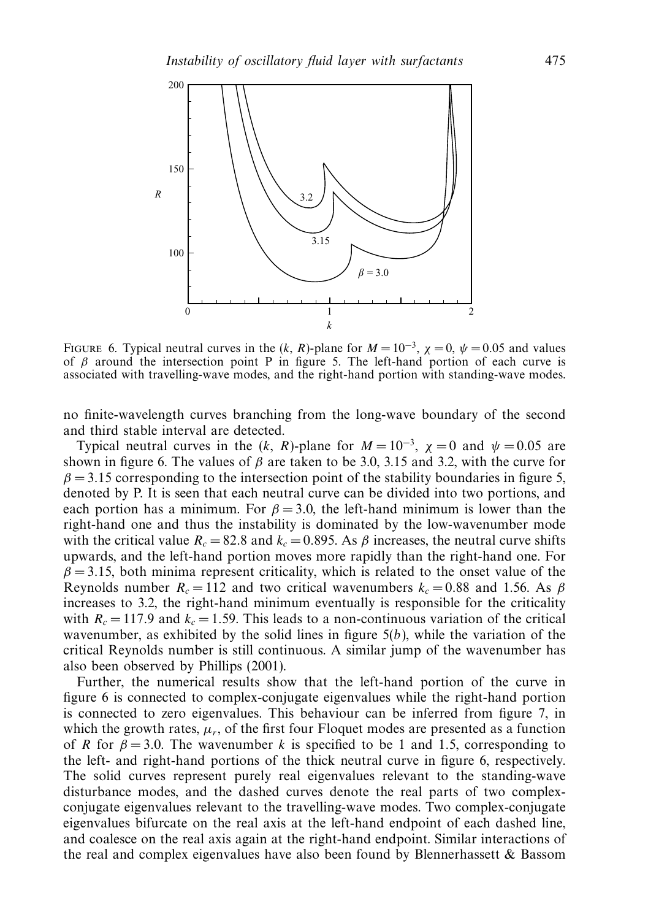FIGURE 6. Typical neutral curves in the $(k, R)$-plane for $M = 10^{-3}$, $\chi = 0$, $\psi = 0.05$ and values of $\beta$ around the intersection point P in figure 5. The left-hand portion of each curve is associated with travelling-wave modes, and the right-hand portion with standing-wave modes.

no finite-wavelength curves branching from the long-wave boundary of the second and third stable interval are detected.

Typical neutral curves in the $(k, R)$-plane for $M = 10^{-3}$, $\chi = 0$ and $\psi = 0.05$ are shown in figure 6. The values of $\beta$ are taken to be 3.0, 3.15 and 3.2, with the curve for $\beta = 3.15$ corresponding to the intersection point of the stability boundaries in figure 5, denoted by P. It is seen that each neutral curve can be divided into two portions, and each portion has a minimum. For $\beta = 3.0$, the left-hand minimum is lower than the right-hand one and thus the instability is dominated by the low-wavenumber mode with the critical value $R_c = 82.8$ and $k_c = 0.895$. As $\beta$ increases, the neutral curve shifts upwards, and the left-hand portion moves more rapidly than the right-hand one. For $\beta = 3.15$, both minima represent criticality, which is related to the onset value of the Reynolds number $R_c = 112$ and two critical wavenumbers $k_c = 0.88$ and 1.56. As $\beta$ increases to 3.2, the right-hand minimum eventually is responsible for the criticality with $R_c = 117.9$ and $k_c = 1.59$. This leads to a non-continuous variation of the critical wavenumber, as exhibited by the solid lines in figure 5(*b*), while the variation of the critical Reynolds number is still continuous. A similar jump of the wavenumber has also been observed by Phillips (2001).

Further, the numerical results show that the left-hand portion of the curve in figure 6 is connected to complex-conjugate eigenvalues while the right-hand portion is connected to zero eigenvalues. This behaviour can be inferred from figure 7, in which the growth rates, $\mu_r$, of the first four Floquet modes are presented as a function of $R$ for $\beta = 3.0$. The wavenumber $k$ is specified to be 1 and 1.5, corresponding to the left- and right-hand portions of the thick neutral curve in figure 6, respectively. The solid curves represent purely real eigenvalues relevant to the standing-wave disturbance modes, and the dashed curves denote the real parts of two complex-conjugate eigenvalues relevant to the travelling-wave modes. Two complex-conjugate eigenvalues bifurcate on the real axis at the left-hand endpoint of each dashed line, and coalesce on the real axis again at the right-hand endpoint. Similar interactions of the real and complex eigenvalues have also been found by Blennerhassett & Bassom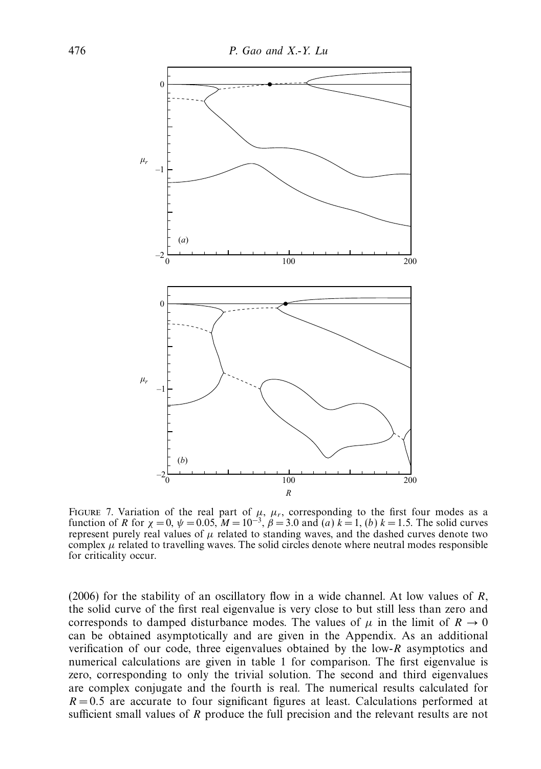FIGURE 7. Variation of the real part of $\mu$, $\mu_r$, corresponding to the first four modes as a function of $R$ for $\chi = 0$, $\psi = 0.05$, $M = 10^{-3}$, $\beta = 3.0$ and (*a*) $k = 1$, (*b*) $k = 1.5$. The solid curves represent purely real values of $\mu$ related to standing waves, and the dashed curves denote two complex $\mu$ related to travelling waves. The solid circles denote where neutral modes responsible for criticality occur.

(2006) for the stability of an oscillatory flow in a wide channel. At low values of $R$, the solid curve of the first real eigenvalue is very close to but still less than zero and corresponds to damped disturbance modes. The values of $\mu$ in the limit of $R \to 0$ can be obtained asymptotically and are given in the Appendix. As an additional verification of our code, three eigenvalues obtained by the low-$R$ asymptotics and numerical calculations are given in table 1 for comparison. The first eigenvalue is zero, corresponding to only the trivial solution. The second and third eigenvalues are complex conjugate and the fourth is real. The numerical results calculated for $R = 0.5$ are accurate to four significant figures at least. Calculations performed at sufficient small values of $R$ produce the full precision and the relevant results are not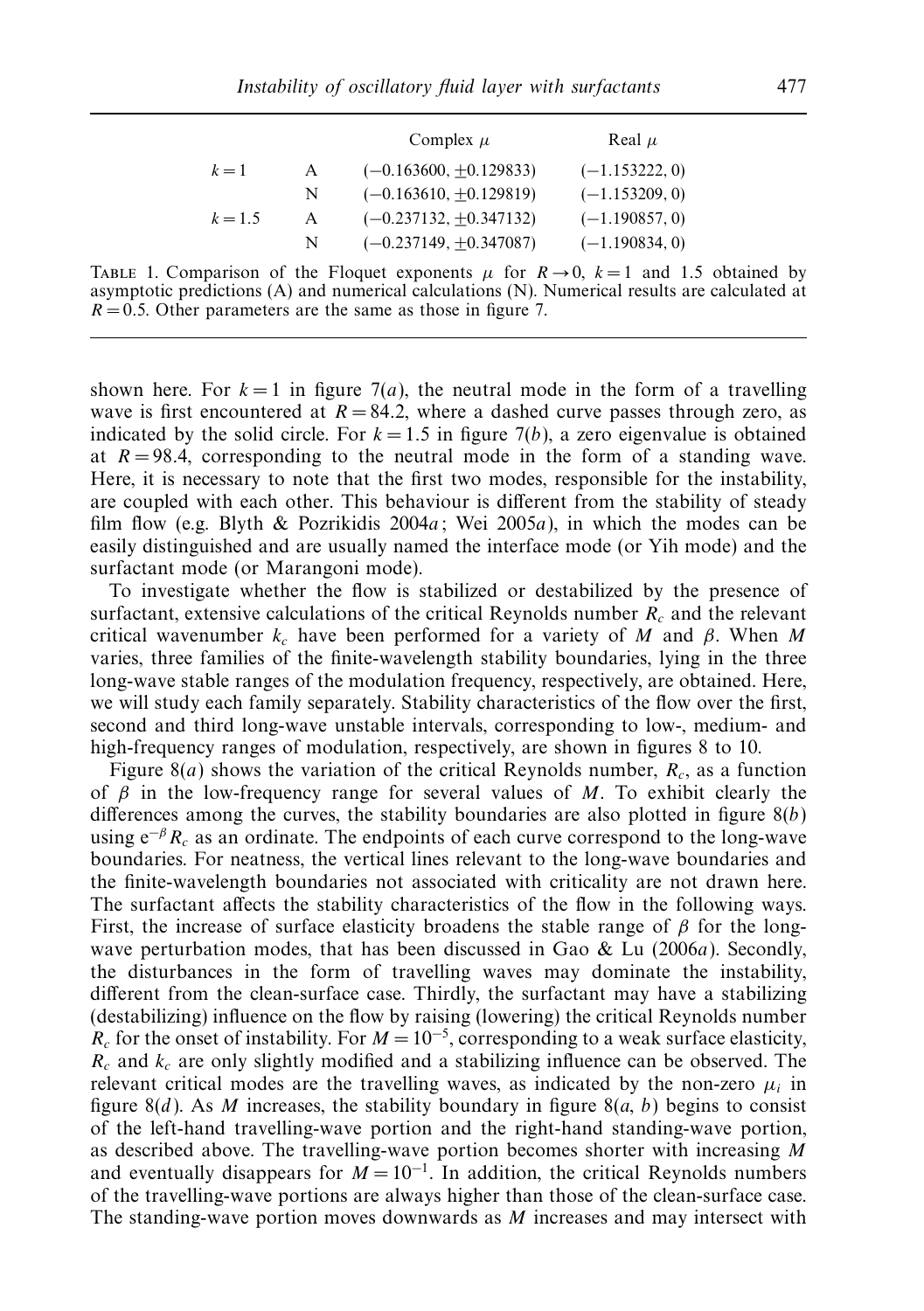| | | Complex $\mu$ | Real $\mu$ |
|---|---|---|---|
| $k=1$ | A | $(-0.163600, \pm 0.129833)$ | $(-1.153222, 0)$ |
| | N | $(-0.163610, \pm 0.129819)$ | $(-1.153209, 0)$ |
| $k=1.5$ | A | $(-0.237132, \pm 0.347132)$ | $(-1.190857, 0)$ |
| | N | $(-0.237149, \pm 0.347087)$ | $(-1.190834, 0)$ |

TABLE 1. Comparison of the Floquet exponents $\mu$ for $R \to 0$, $k=1$ and 1.5 obtained by asymptotic predictions (A) and numerical calculations (N). Numerical results are calculated at $R=0.5$. Other parameters are the same as those in figure 7.

shown here. For $k=1$ in figure 7(*a*), the neutral mode in the form of a travelling wave is first encountered at $R=84.2$, where a dashed curve passes through zero, as indicated by the solid circle. For $k=1.5$ in figure 7(*b*), a zero eigenvalue is obtained at $R=98.4$, corresponding to the neutral mode in the form of a standing wave. Here, it is necessary to note that the first two modes, responsible for the instability, are coupled with each other. This behaviour is different from the stability of steady film flow (e.g. Blyth & Pozrikidis 2004*a*; Wei 2005*a*), in which the modes can be easily distinguished and are usually named the interface mode (or Yih mode) and the surfactant mode (or Marangoni mode).

To investigate whether the flow is stabilized or destabilized by the presence of surfactant, extensive calculations of the critical Reynolds number $R_c$ and the relevant critical wavenumber $k_c$ have been performed for a variety of $M$ and $\beta$. When $M$ varies, three families of the finite-wavelength stability boundaries, lying in the three long-wave stable ranges of the modulation frequency, respectively, are obtained. Here, we will study each family separately. Stability characteristics of the flow over the first, second and third long-wave unstable intervals, corresponding to low-, medium- and high-frequency ranges of modulation, respectively, are shown in figures 8 to 10.

Figure 8(*a*) shows the variation of the critical Reynolds number, $R_c$, as a function of $\beta$ in the low-frequency range for several values of $M$. To exhibit clearly the differences among the curves, the stability boundaries are also plotted in figure 8(*b*) using $e^{-\beta} R_c$ as an ordinate. The endpoints of each curve correspond to the long-wave boundaries. For neatness, the vertical lines relevant to the long-wave boundaries and the finite-wavelength boundaries not associated with criticality are not drawn here. The surfactant affects the stability characteristics of the flow in the following ways. First, the increase of surface elasticity broadens the stable range of $\beta$ for the long-wave perturbation modes, that has been discussed in Gao & Lu (2006*a*). Secondly, the disturbances in the form of travelling waves may dominate the instability, different from the clean-surface case. Thirdly, the surfactant may have a stabilizing (destabilizing) influence on the flow by raising (lowering) the critical Reynolds number $R_c$ for the onset of instability. For $M=10^{-5}$, corresponding to a weak surface elasticity, $R_c$ and $k_c$ are only slightly modified and a stabilizing influence can be observed. The relevant critical modes are the travelling waves, as indicated by the non-zero $\mu_i$ in figure 8(*d*). As $M$ increases, the stability boundary in figure 8(*a*, *b*) begins to consist of the left-hand travelling-wave portion and the right-hand standing-wave portion, as described above. The travelling-wave portion becomes shorter with increasing $M$ and eventually disappears for $M=10^{-1}$. In addition, the critical Reynolds numbers of the travelling-wave portions are always higher than those of the clean-surface case. The standing-wave portion moves downwards as $M$ increases and may intersect with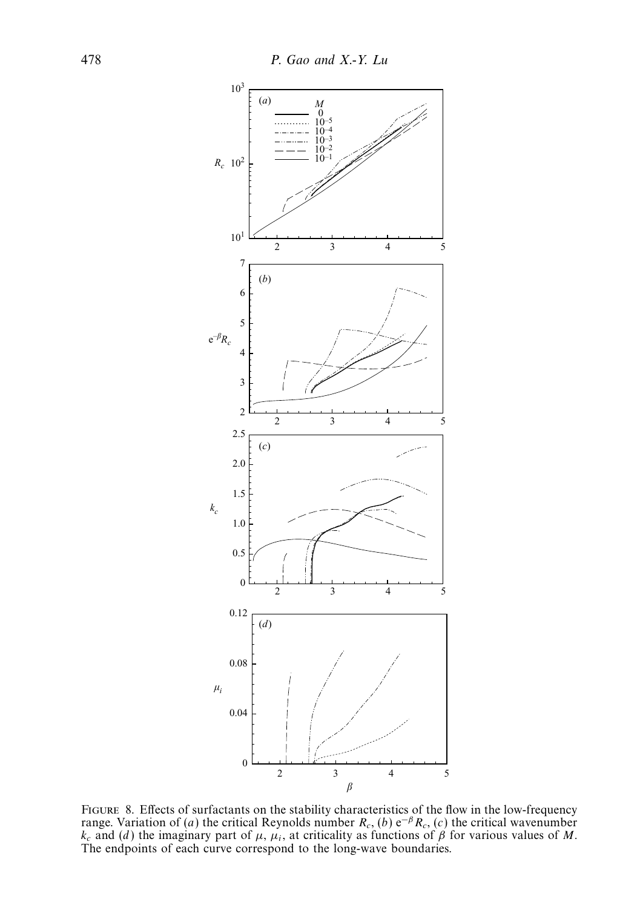Figure 8. Effects of surfactants on the stability characteristics of the flow in the low-frequency range. Variation of (*a*) the critical Reynolds number $R_c$, (*b*) $e^{-\beta} R_c$, (*c*) the critical wavenumber $k_c$ and (*d*) the imaginary part of $\mu$, $\mu_i$, at criticality as functions of $\beta$ for various values of $M$. The endpoints of each curve correspond to the long-wave boundaries.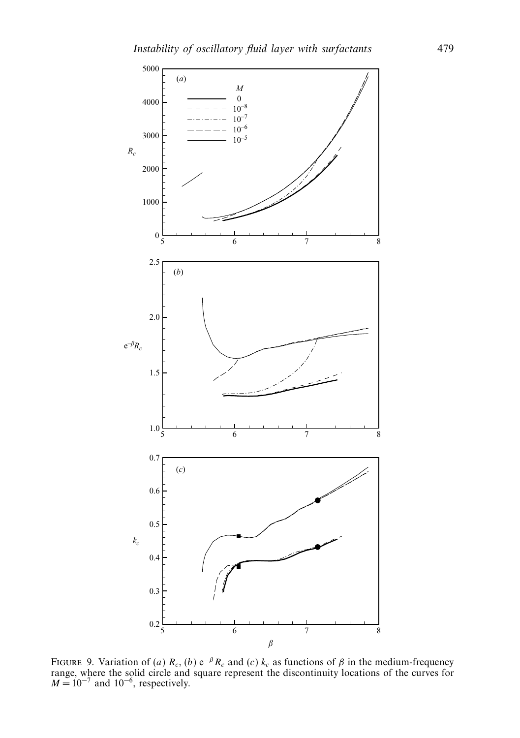Figure 9. Variation of (*a*) $R_c$, (*b*) $e^{-\beta}R_c$ and (*c*) $k_c$ as functions of $\beta$ in the medium-frequency range, where the solid circle and square represent the discontinuity locations of the curves for $M = 10^{-7}$ and $10^{-6}$, respectively.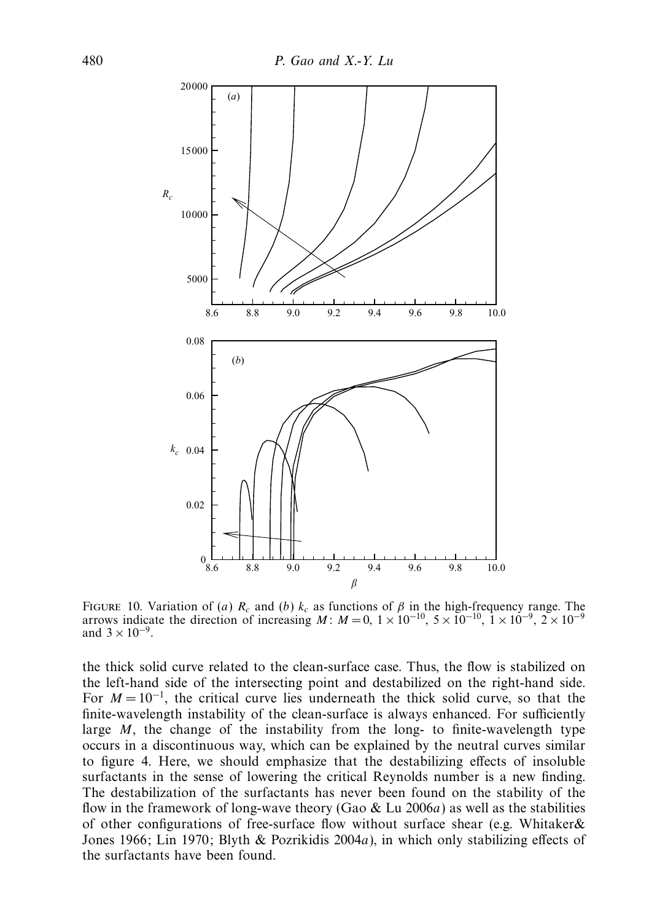FIGURE 10. Variation of (*a*) $R_c$ and (*b*) $k_c$ as functions of $\beta$ in the high-frequency range. The arrows indicate the direction of increasing $M$: $M = 0$, $1 \times 10^{-10}$, $5 \times 10^{-10}$, $1 \times 10^{-9}$, $2 \times 10^{-9}$ and $3 \times 10^{-9}$.

the thick solid curve related to the clean-surface case. Thus, the flow is stabilized on the left-hand side of the intersecting point and destabilized on the right-hand side. For $M = 10^{-1}$, the critical curve lies underneath the thick solid curve, so that the finite-wavelength instability of the clean-surface is always enhanced. For sufficiently large $M$, the change of the instability from the long- to finite-wavelength type occurs in a discontinuous way, which can be explained by the neutral curves similar to figure 4. Here, we should emphasize that the destabilizing effects of insoluble surfactants in the sense of lowering the critical Reynolds number is a new finding. The destabilization of the surfactants has never been found on the stability of the flow in the framework of long-wave theory (Gao & Lu 2006*a*) as well as the stabilities of other configurations of free-surface flow without surface shear (e.g. Whitaker& Jones 1966; Lin 1970; Blyth & Pozrikidis 2004*a*), in which only stabilizing effects of the surfactants have been found.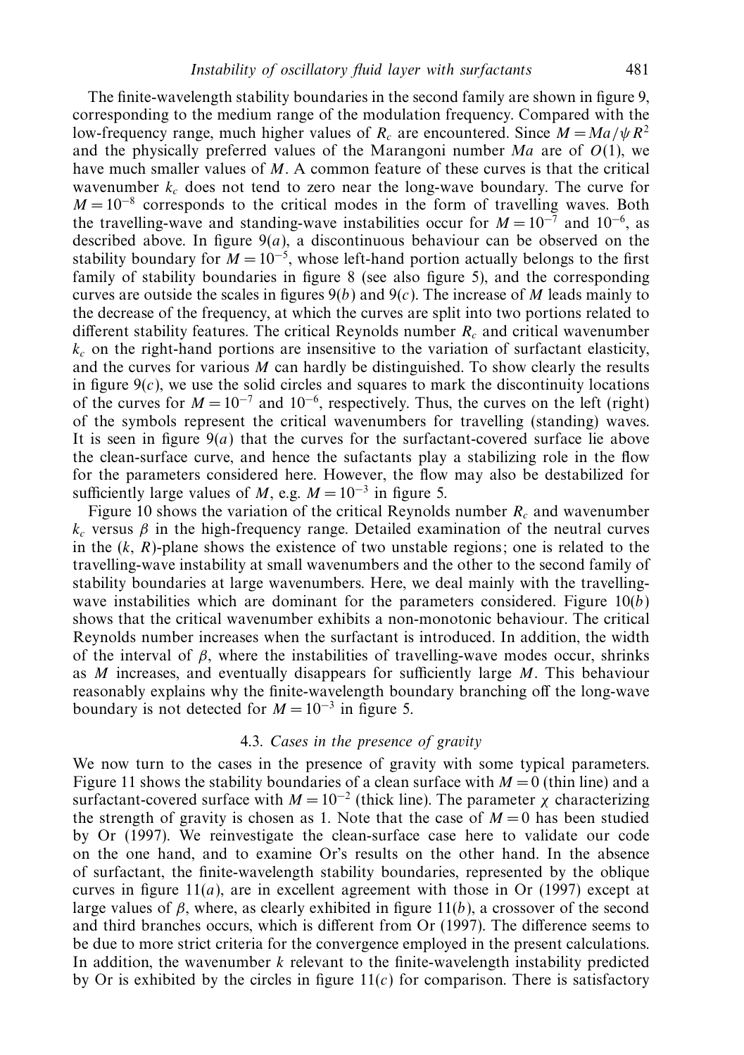The finite-wavelength stability boundaries in the second family are shown in figure 9, corresponding to the medium range of the modulation frequency. Compared with the low-frequency range, much higher values of $R_c$ are encountered. Since $M = Ma/\psi R^2$ and the physically preferred values of the Marangoni number $Ma$ are of $O(1)$, we have much smaller values of $M$. A common feature of these curves is that the critical wavenumber $k_c$ does not tend to zero near the long-wave boundary. The curve for $M = 10^{-8}$ corresponds to the critical modes in the form of travelling waves. Both the travelling-wave and standing-wave instabilities occur for $M = 10^{-7}$ and $10^{-6}$, as described above. In figure 9($a$), a discontinuous behaviour can be observed on the stability boundary for $M = 10^{-5}$, whose left-hand portion actually belongs to the first family of stability boundaries in figure 8 (see also figure 5), and the corresponding curves are outside the scales in figures 9($b$) and 9($c$). The increase of $M$ leads mainly to the decrease of the frequency, at which the curves are split into two portions related to different stability features. The critical Reynolds number $R_c$ and critical wavenumber $k_c$ on the right-hand portions are insensitive to the variation of surfactant elasticity, and the curves for various $M$ can hardly be distinguished. To show clearly the results in figure 9($c$), we use the solid circles and squares to mark the discontinuity locations of the curves for $M = 10^{-7}$ and $10^{-6}$, respectively. Thus, the curves on the left (right) of the symbols represent the critical wavenumbers for travelling (standing) waves. It is seen in figure 9($a$) that the curves for the surfactant-covered surface lie above the clean-surface curve, and hence the sufactants play a stabilizing role in the flow for the parameters considered here. However, the flow may also be destabilized for sufficiently large values of $M$, e.g. $M = 10^{-3}$ in figure 5.

Figure 10 shows the variation of the critical Reynolds number $R_c$ and wavenumber $k_c$ versus $\beta$ in the high-frequency range. Detailed examination of the neutral curves in the ($k$, $R$)-plane shows the existence of two unstable regions; one is related to the travelling-wave instability at small wavenumbers and the other to the second family of stability boundaries at large wavenumbers. Here, we deal mainly with the travelling-wave instabilities which are dominant for the parameters considered. Figure 10($b$) shows that the critical wavenumber exhibits a non-monotonic behaviour. The critical Reynolds number increases when the surfactant is introduced. In addition, the width of the interval of $\beta$, where the instabilities of travelling-wave modes occur, shrinks as $M$ increases, and eventually disappears for sufficiently large $M$. This behaviour reasonably explains why the finite-wavelength boundary branching off the long-wave boundary is not detected for $M = 10^{-3}$ in figure 5.

### 4.3. *Cases in the presence of gravity*

We now turn to the cases in the presence of gravity with some typical parameters. Figure 11 shows the stability boundaries of a clean surface with $M = 0$ (thin line) and a surfactant-covered surface with $M = 10^{-2}$ (thick line). The parameter $\chi$ characterizing the strength of gravity is chosen as 1. Note that the case of $M = 0$ has been studied by Or (1997). We reinvestigate the clean-surface case here to validate our code on the one hand, and to examine Or's results on the other hand. In the absence of surfactant, the finite-wavelength stability boundaries, represented by the oblique curves in figure 11($a$), are in excellent agreement with those in Or (1997) except at large values of $\beta$, where, as clearly exhibited in figure 11($b$), a crossover of the second and third branches occurs, which is different from Or (1997). The difference seems to be due to more strict criteria for the convergence employed in the present calculations. In addition, the wavenumber $k$ relevant to the finite-wavelength instability predicted by Or is exhibited by the circles in figure 11($c$) for comparison. There is satisfactory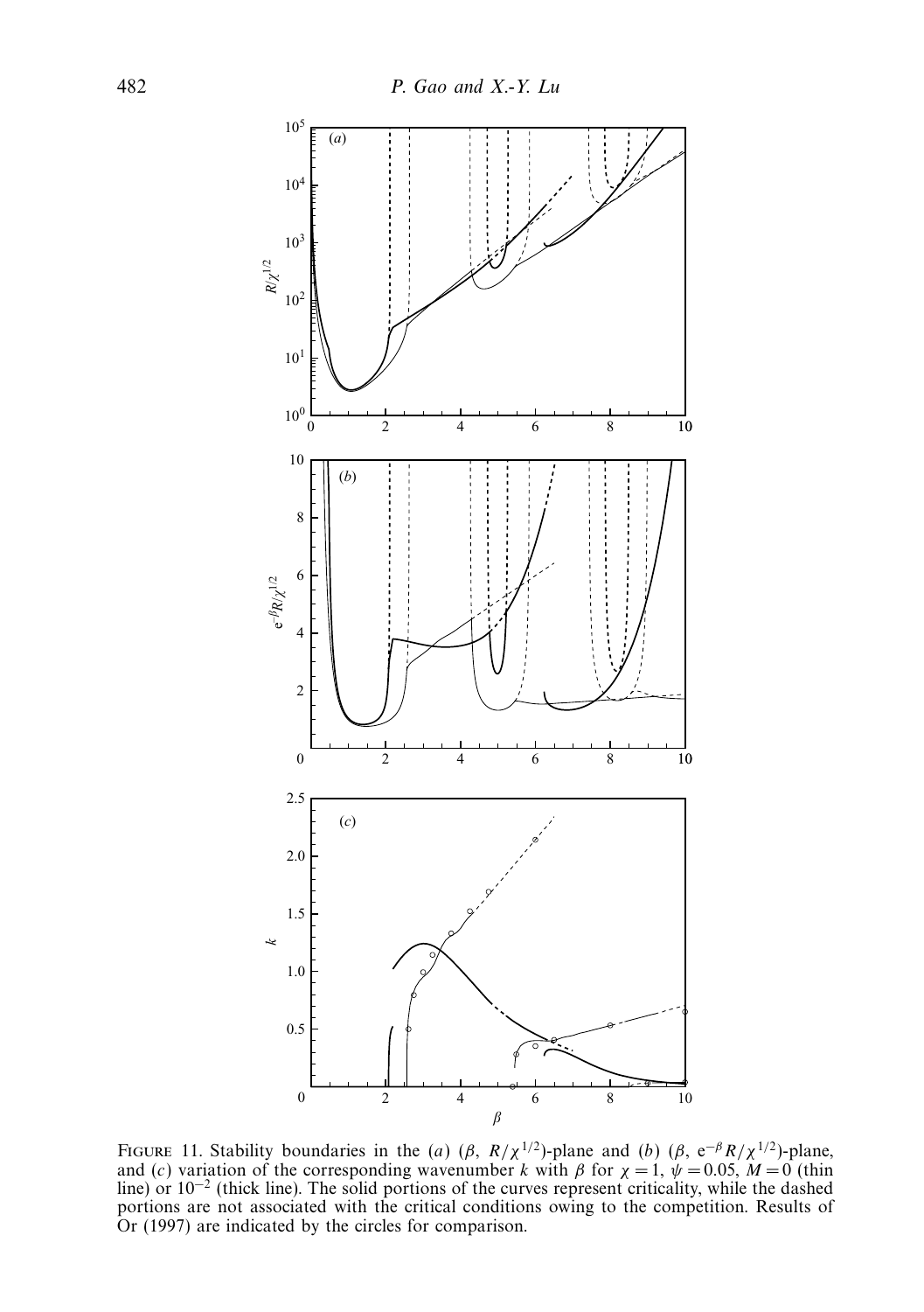FIGURE 11. Stability boundaries in the (*a*) ($\beta$, $R/\chi^{1/2}$)-plane and (*b*) ($\beta$, $e^{-\beta}R/\chi^{1/2}$)-plane, and (*c*) variation of the corresponding wavenumber $k$ with $\beta$ for $\chi = 1$, $\psi = 0.05$, $M = 0$ (thin line) or $10^{-2}$ (thick line). The solid portions of the curves represent criticality, while the dashed portions are not associated with the critical conditions owing to the competition. Results of Or (1997) are indicated by the circles for comparison.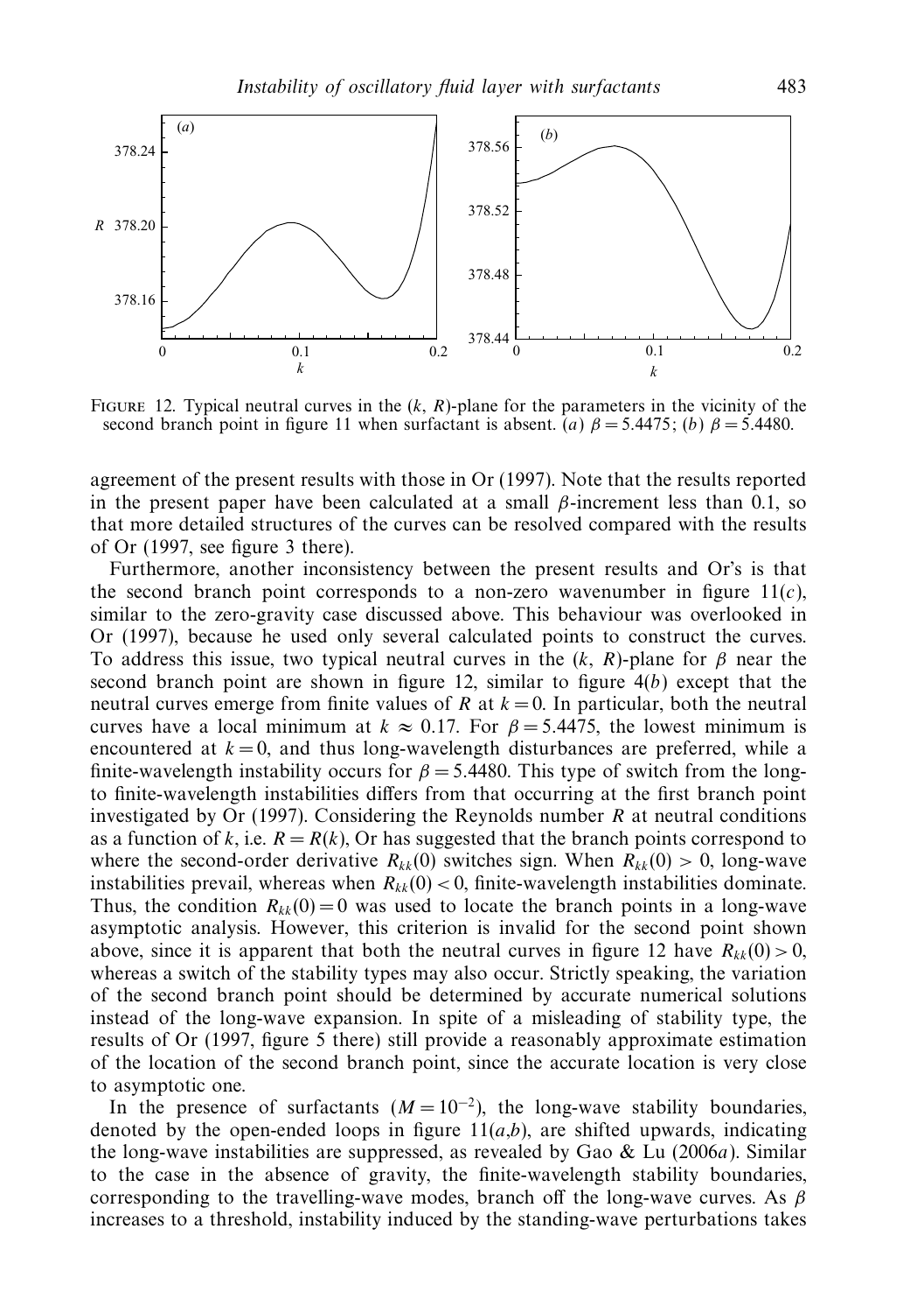FIGURE 12. Typical neutral curves in the $(k, R)$-plane for the parameters in the vicinity of the second branch point in figure 11 when surfactant is absent. (*a*) $\beta = 5.4475$; (*b*) $\beta = 5.4480$.

agreement of the present results with those in Or (1997). Note that the results reported in the present paper have been calculated at a small $\beta$-increment less than 0.1, so that more detailed structures of the curves can be resolved compared with the results of Or (1997, see figure 3 there).

Furthermore, another inconsistency between the present results and Or's is that the second branch point corresponds to a non-zero wavenumber in figure 11(*c*), similar to the zero-gravity case discussed above. This behaviour was overlooked in Or (1997), because he used only several calculated points to construct the curves. To address this issue, two typical neutral curves in the $(k, R)$-plane for $\beta$ near the second branch point are shown in figure 12, similar to figure 4(*b*) except that the neutral curves emerge from finite values of $R$ at $k = 0$. In particular, both the neutral curves have a local minimum at $k \approx 0.17$. For $\beta = 5.4475$, the lowest minimum is encountered at $k = 0$, and thus long-wavelength disturbances are preferred, while a finite-wavelength instability occurs for $\beta = 5.4480$. This type of switch from the long- to finite-wavelength instabilities differs from that occurring at the first branch point investigated by Or (1997). Considering the Reynolds number $R$ at neutral conditions as a function of $k$, i.e. $R = R(k)$, Or has suggested that the branch points correspond to where the second-order derivative $R_{kk}(0)$ switches sign. When $R_{kk}(0) > 0$, long-wave instabilities prevail, whereas when $R_{kk}(0) < 0$, finite-wavelength instabilities dominate. Thus, the condition $R_{kk}(0) = 0$ was used to locate the branch points in a long-wave asymptotic analysis. However, this criterion is invalid for the second point shown above, since it is apparent that both the neutral curves in figure 12 have $R_{kk}(0) > 0$, whereas a switch of the stability types may also occur. Strictly speaking, the variation of the second branch point should be determined by accurate numerical solutions instead of the long-wave expansion. In spite of a misleading of stability type, the results of Or (1997, figure 5 there) still provide a reasonably approximate estimation of the location of the second branch point, since the accurate location is very close to asymptotic one.

In the presence of surfactants ($M = 10^{-2}$), the long-wave stability boundaries, denoted by the open-ended loops in figure 11(*a*,*b*), are shifted upwards, indicating the long-wave instabilities are suppressed, as revealed by Gao & Lu (2006*a*). Similar to the case in the absence of gravity, the finite-wavelength stability boundaries, corresponding to the travelling-wave modes, branch off the long-wave curves. As $\beta$ increases to a threshold, instability induced by the standing-wave perturbations takes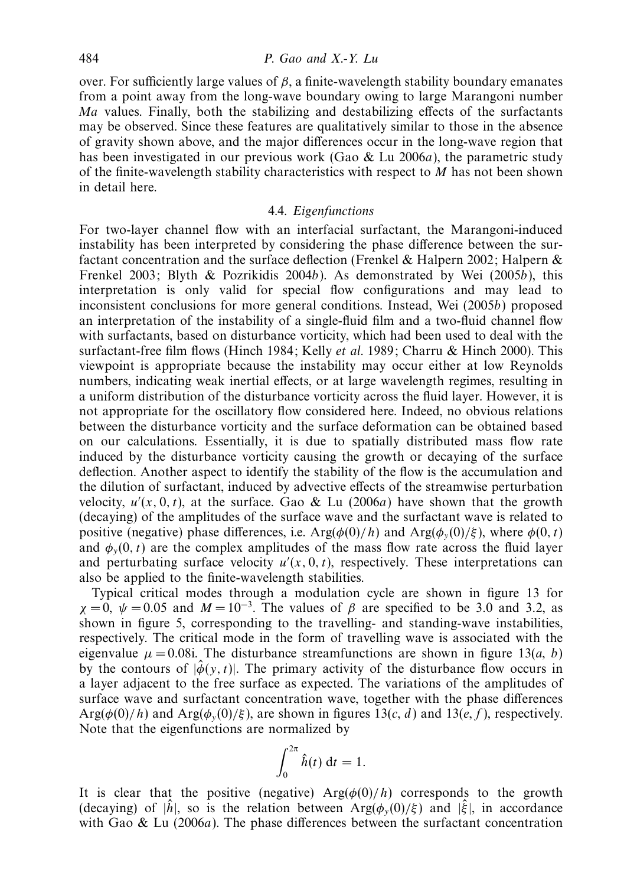over. For sufficiently large values of $\beta$, a finite-wavelength stability boundary emanates from a point away from the long-wave boundary owing to large Marangoni number $Ma$ values. Finally, both the stabilizing and destabilizing effects of the surfactants may be observed. Since these features are qualitatively similar to those in the absence of gravity shown above, and the major differences occur in the long-wave region that has been investigated in our previous work (Gao & Lu 2006*a*), the parametric study of the finite-wavelength stability characteristics with respect to $M$ has not been shown in detail here.

### 4.4. *Eigenfunctions*

For two-layer channel flow with an interfacial surfactant, the Marangoni-induced instability has been interpreted by considering the phase difference between the surfactant concentration and the surface deflection (Frenkel & Halpern 2002; Halpern & Frenkel 2003; Blyth & Pozrikidis 2004*b*). As demonstrated by Wei (2005*b*), this interpretation is only valid for special flow configurations and may lead to inconsistent conclusions for more general conditions. Instead, Wei (2005*b*) proposed an interpretation of the instability of a single-fluid film and a two-fluid channel flow with surfactants, based on disturbance vorticity, which had been used to deal with the surfactant-free film flows (Hinch 1984; Kelly *et al.* 1989; Charru & Hinch 2000). This viewpoint is appropriate because the instability may occur either at low Reynolds numbers, indicating weak inertial effects, or at large wavelength regimes, resulting in a uniform distribution of the disturbance vorticity across the fluid layer. However, it is not appropriate for the oscillatory flow considered here. Indeed, no obvious relations between the disturbance vorticity and the surface deformation can be obtained based on our calculations. Essentially, it is due to spatially distributed mass flow rate induced by the disturbance vorticity causing the growth or decaying of the surface deflection. Another aspect to identify the stability of the flow is the accumulation and the dilution of surfactant, induced by advective effects of the streamwise perturbation velocity, $u'(x,0,t)$, at the surface. Gao & Lu (2006*a*) have shown that the growth (decaying) of the amplitudes of the surface wave and the surfactant wave is related to positive (negative) phase differences, i.e. $\mathrm{Arg}(\phi(0)/h)$ and $\mathrm{Arg}(\phi_y(0)/\xi)$, where $\phi(0,t)$ and $\phi_y(0,t)$ are the complex amplitudes of the mass flow rate across the fluid layer and perturbating surface velocity $u'(x,0,t)$, respectively. These interpretations can also be applied to the finite-wavelength stabilities.

Typical critical modes through a modulation cycle are shown in figure 13 for $\chi=0$, $\psi=0.05$ and $M=10^{-3}$. The values of $\beta$ are specified to be 3.0 and 3.2, as shown in figure 5, corresponding to the travelling- and standing-wave instabilities, respectively. The critical mode in the form of travelling wave is associated with the eigenvalue $\mu=0.08\mathrm{i}$. The disturbance streamfunctions are shown in figure 13(*a*, *b*) by the contours of $|\hat{\phi}(y,t)|$. The primary activity of the disturbance flow occurs in a layer adjacent to the free surface as expected. The variations of the amplitudes of surface wave and surfactant concentration wave, together with the phase differences $\mathrm{Arg}(\phi(0)/h)$ and $\mathrm{Arg}(\phi_y(0)/\xi)$, are shown in figures 13(*c*, *d*) and 13(*e*, *f*), respectively. Note that the eigenfunctions are normalized by

$$\int_0^{2\pi} \hat{h}(t)\,\mathrm{d}t = 1.$$

It is clear that the positive (negative) $\mathrm{Arg}(\phi(0)/h)$ corresponds to the growth (decaying) of $|\hat{h}|$, so is the relation between $\mathrm{Arg}(\phi_y(0)/\xi)$ and $|\hat{\xi}|$, in accordance with Gao & Lu (2006*a*). The phase differences between the surfactant concentration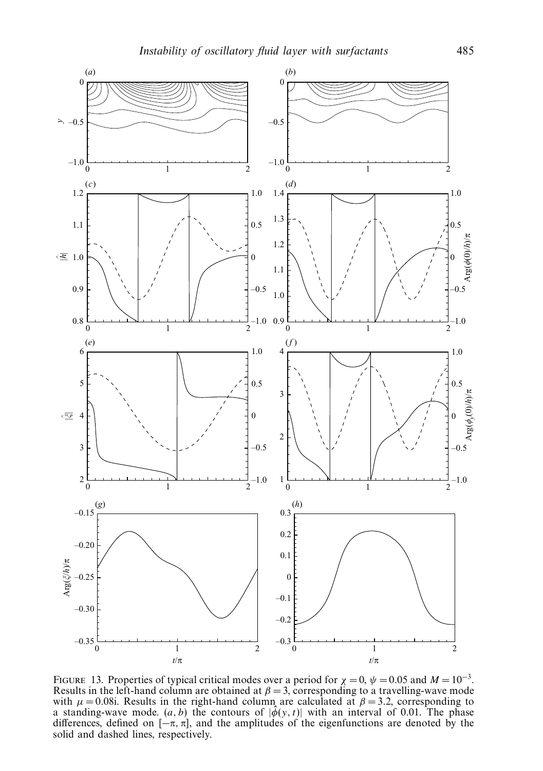FIGURE 13. Properties of typical critical modes over a period for $\chi = 0$, $\psi = 0.05$ and $M = 10^{-3}$. Results in the left-hand column are obtained at $\beta = 3$, corresponding to a travelling-wave mode with $\mu = 0.08\mathrm{i}$. Results in the right-hand column are calculated at $\beta = 3.2$, corresponding to a standing-wave mode. (*a*, *b*) the contours of $|\hat{\phi}(y, t)|$ with an interval of 0.01. The phase differences, defined on $[-\pi, \pi]$, and the amplitudes of the eigenfunctions are denoted by the solid and dashed lines, respectively.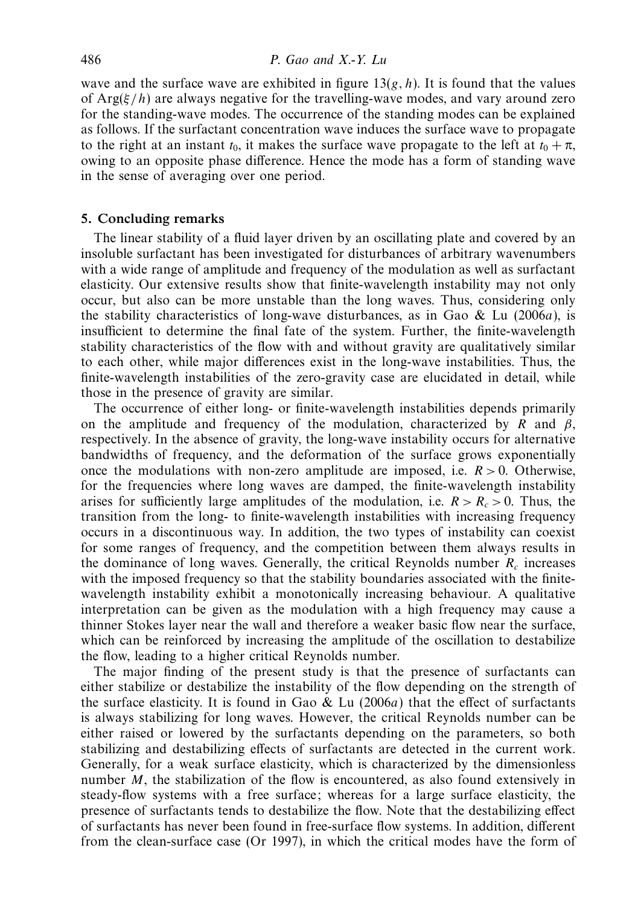wave and the surface wave are exhibited in figure 13($g$, $h$). It is found that the values of $\mathrm{Arg}(\xi/h)$ are always negative for the travelling-wave modes, and vary around zero for the standing-wave modes. The occurrence of the standing modes can be explained as follows. If the surfactant concentration wave induces the surface wave to propagate to the right at an instant $t_0$, it makes the surface wave propagate to the left at $t_0 + \pi$, owing to an opposite phase difference. Hence the mode has a form of standing wave in the sense of averaging over one period.

## 5. Concluding remarks

The linear stability of a fluid layer driven by an oscillating plate and covered by an insoluble surfactant has been investigated for disturbances of arbitrary wavenumbers with a wide range of amplitude and frequency of the modulation as well as surfactant elasticity. Our extensive results show that finite-wavelength instability may not only occur, but also can be more unstable than the long waves. Thus, considering only the stability characteristics of long-wave disturbances, as in Gao & Lu (2006*a*), is insufficient to determine the final fate of the system. Further, the finite-wavelength stability characteristics of the flow with and without gravity are qualitatively similar to each other, while major differences exist in the long-wave instabilities. Thus, the finite-wavelength instabilities of the zero-gravity case are elucidated in detail, while those in the presence of gravity are similar.

The occurrence of either long- or finite-wavelength instabilities depends primarily on the amplitude and frequency of the modulation, characterized by $R$ and $\beta$, respectively. In the absence of gravity, the long-wave instability occurs for alternative bandwidths of frequency, and the deformation of the surface grows exponentially once the modulations with non-zero amplitude are imposed, i.e. $R > 0$. Otherwise, for the frequencies where long waves are damped, the finite-wavelength instability arises for sufficiently large amplitudes of the modulation, i.e. $R > R_c > 0$. Thus, the transition from the long- to finite-wavelength instabilities with increasing frequency occurs in a discontinuous way. In addition, the two types of instability can coexist for some ranges of frequency, and the competition between them always results in the dominance of long waves. Generally, the critical Reynolds number $R_c$ increases with the imposed frequency so that the stability boundaries associated with the finite-wavelength instability exhibit a monotonically increasing behaviour. A qualitative interpretation can be given as the modulation with a high frequency may cause a thinner Stokes layer near the wall and therefore a weaker basic flow near the surface, which can be reinforced by increasing the amplitude of the oscillation to destabilize the flow, leading to a higher critical Reynolds number.

The major finding of the present study is that the presence of surfactants can either stabilize or destabilize the instability of the flow depending on the strength of the surface elasticity. It is found in Gao & Lu (2006*a*) that the effect of surfactants is always stabilizing for long waves. However, the critical Reynolds number can be either raised or lowered by the surfactants depending on the parameters, so both stabilizing and destabilizing effects of surfactants are detected in the current work. Generally, for a weak surface elasticity, which is characterized by the dimensionless number $M$, the stabilization of the flow is encountered, as also found extensively in steady-flow systems with a free surface; whereas for a large surface elasticity, the presence of surfactants tends to destabilize the flow. Note that the destabilizing effect of surfactants has never been found in free-surface flow systems. In addition, different from the clean-surface case (Or 1997), in which the critical modes have the form of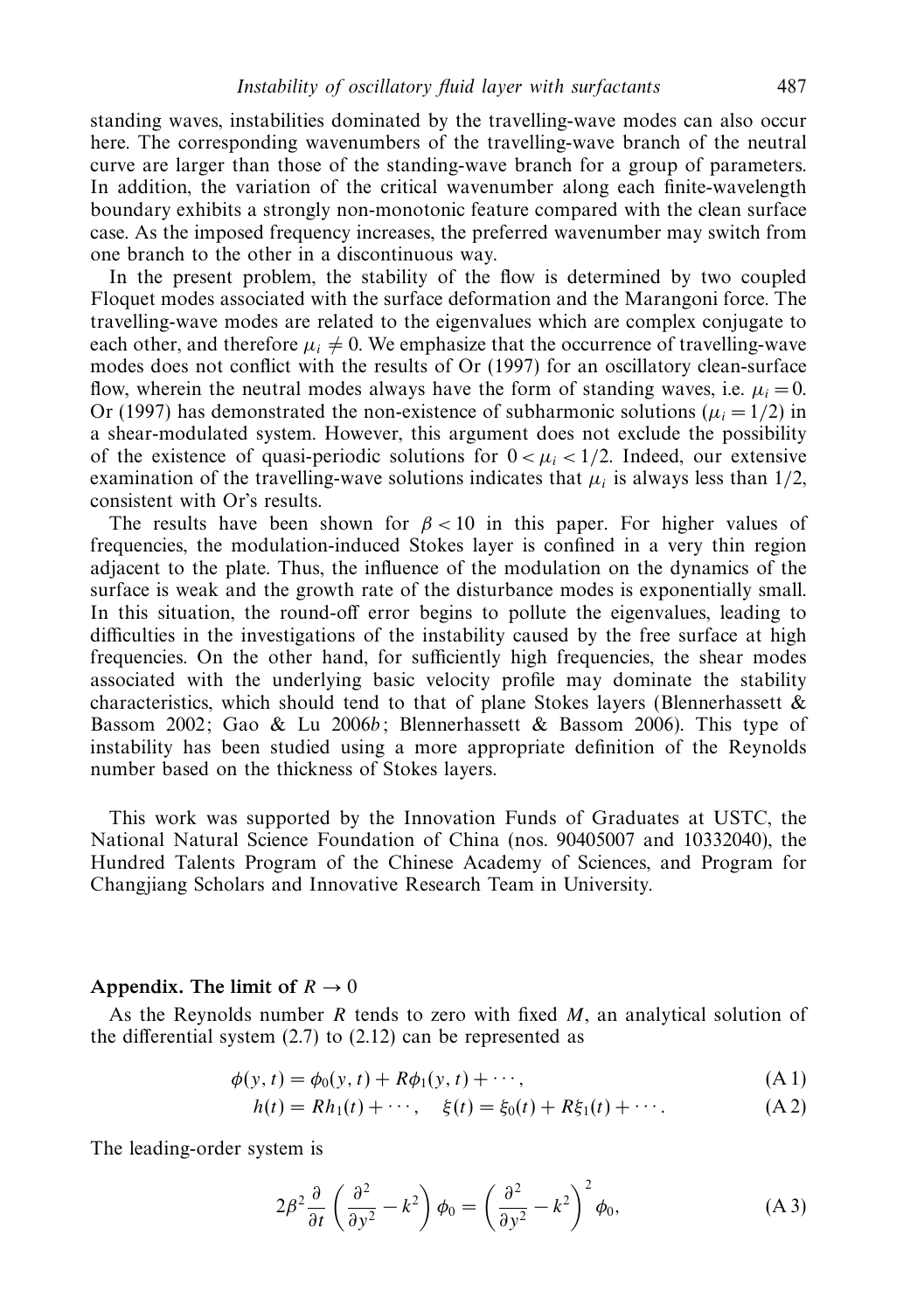standing waves, instabilities dominated by the travelling-wave modes can also occur here. The corresponding wavenumbers of the travelling-wave branch of the neutral curve are larger than those of the standing-wave branch for a group of parameters. In addition, the variation of the critical wavenumber along each finite-wavelength boundary exhibits a strongly non-monotonic feature compared with the clean surface case. As the imposed frequency increases, the preferred wavenumber may switch from one branch to the other in a discontinuous way.

In the present problem, the stability of the flow is determined by two coupled Floquet modes associated with the surface deformation and the Marangoni force. The travelling-wave modes are related to the eigenvalues which are complex conjugate to each other, and therefore $\mu_i \neq 0$. We emphasize that the occurrence of travelling-wave modes does not conflict with the results of Or (1997) for an oscillatory clean-surface flow, wherein the neutral modes always have the form of standing waves, i.e. $\mu_i = 0$. Or (1997) has demonstrated the non-existence of subharmonic solutions ($\mu_i = 1/2$) in a shear-modulated system. However, this argument does not exclude the possibility of the existence of quasi-periodic solutions for $0 < \mu_i < 1/2$. Indeed, our extensive examination of the travelling-wave solutions indicates that $\mu_i$ is always less than 1/2, consistent with Or's results.

The results have been shown for $\beta < 10$ in this paper. For higher values of frequencies, the modulation-induced Stokes layer is confined in a very thin region adjacent to the plate. Thus, the influence of the modulation on the dynamics of the surface is weak and the growth rate of the disturbance modes is exponentially small. In this situation, the round-off error begins to pollute the eigenvalues, leading to difficulties in the investigations of the instability caused by the free surface at high frequencies. On the other hand, for sufficiently high frequencies, the shear modes associated with the underlying basic velocity profile may dominate the stability characteristics, which should tend to that of plane Stokes layers (Blennerhassett & Bassom 2002; Gao & Lu 2006*b*; Blennerhassett & Bassom 2006). This type of instability has been studied using a more appropriate definition of the Reynolds number based on the thickness of Stokes layers.

This work was supported by the Innovation Funds of Graduates at USTC, the National Natural Science Foundation of China (nos. 90405007 and 10332040), the Hundred Talents Program of the Chinese Academy of Sciences, and Program for Changjiang Scholars and Innovative Research Team in University.

## Appendix. The limit of $R \to 0$

As the Reynolds number $R$ tends to zero with fixed $M$, an analytical solution of the differential system (2.7) to (2.12) can be represented as

$$\phi(y, t) = \phi_0(y, t) + R\phi_1(y, t) + \cdots, \tag{A 1}$$

$$h(t) = Rh_1(t) + \cdots, \quad \xi(t) = \xi_0(t) + R\xi_1(t) + \cdots. \tag{A 2}$$

The leading-order system is

$$2\beta^2 \frac{\partial}{\partial t}\left(\frac{\partial^2}{\partial y^2} - k^2\right)\phi_0 = \left(\frac{\partial^2}{\partial y^2} - k^2\right)^2 \phi_0, \tag{A 3}$$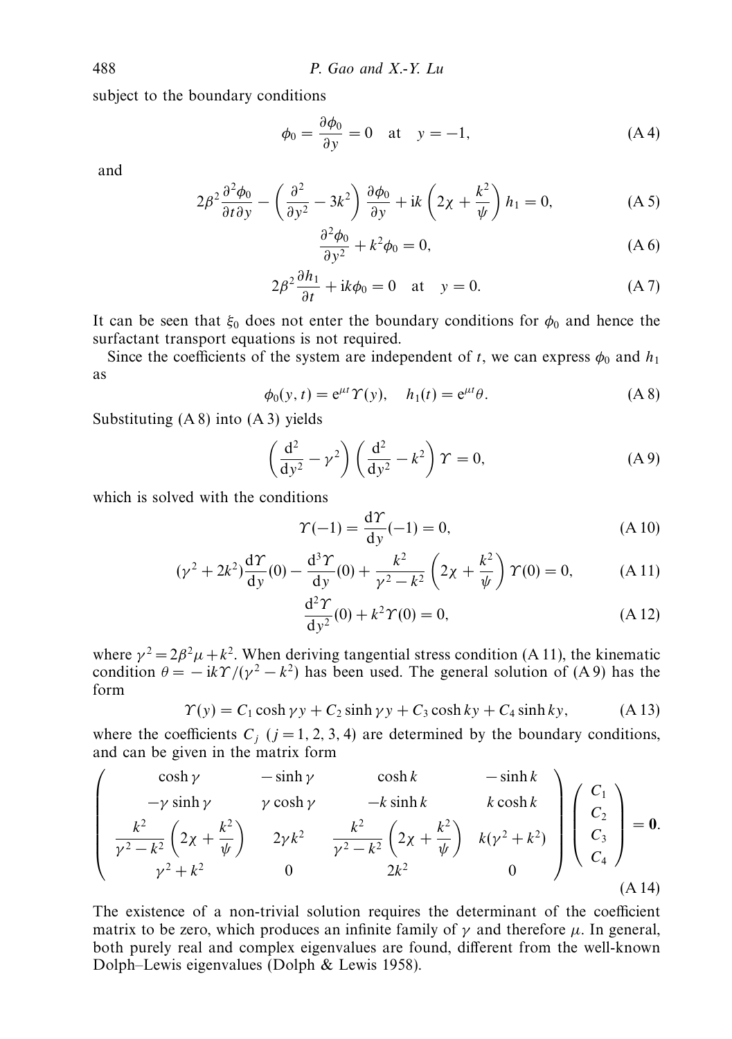subject to the boundary conditions

$$\phi_0 = \frac{\partial \phi_0}{\partial y} = 0 \quad \text{at} \quad y = -1, \tag{A 4}$$

and

$$2\beta^2 \frac{\partial^2 \phi_0}{\partial t \partial y} - \left(\frac{\partial^2}{\partial y^2} - 3k^2\right)\frac{\partial \phi_0}{\partial y} + \mathrm{i}k\left(2\chi + \frac{k^2}{\psi}\right) h_1 = 0, \tag{A 5}$$

$$\frac{\partial^2 \phi_0}{\partial y^2} + k^2 \phi_0 = 0, \tag{A 6}$$

$$2\beta^2 \frac{\partial h_1}{\partial t} + \mathrm{i}k\phi_0 = 0 \quad \text{at} \quad y = 0. \tag{A 7}$$

It can be seen that $\xi_0$ does not enter the boundary conditions for $\phi_0$ and hence the surfactant transport equations is not required.

Since the coefficients of the system are independent of $t$, we can express $\phi_0$ and $h_1$ as

$$\phi_0(y,t) = \mathrm{e}^{\mu t}\Upsilon(y), \quad h_1(t) = \mathrm{e}^{\mu t}\theta. \tag{A 8}$$

Substituting (A 8) into (A 3) yields

$$\left(\frac{\mathrm{d}^2}{\mathrm{d}y^2} - \gamma^2\right)\left(\frac{\mathrm{d}^2}{\mathrm{d}y^2} - k^2\right)\Upsilon = 0, \tag{A 9}$$

which is solved with the conditions

$$\Upsilon(-1) = \frac{\mathrm{d}\Upsilon}{\mathrm{d}y}(-1) = 0, \tag{A 10}$$

$$(\gamma^2 + 2k^2)\frac{\mathrm{d}\Upsilon}{\mathrm{d}y}(0) - \frac{\mathrm{d}^3\Upsilon}{\mathrm{d}y}(0) + \frac{k^2}{\gamma^2 - k^2}\left(2\chi + \frac{k^2}{\psi}\right)\Upsilon(0) = 0, \tag{A 11}$$

$$\frac{\mathrm{d}^2\Upsilon}{\mathrm{d}y^2}(0) + k^2\Upsilon(0) = 0, \tag{A 12}$$

where $\gamma^2 = 2\beta^2\mu + k^2$. When deriving tangential stress condition (A 11), the kinematic condition $\theta = -\mathrm{i}k\Upsilon/(\gamma^2 - k^2)$ has been used. The general solution of (A 9) has the form

$$\Upsilon(y) = C_1 \cosh \gamma y + C_2 \sinh \gamma y + C_3 \cosh ky + C_4 \sinh ky, \tag{A 13}$$

where the coefficients $C_j$ $(j = 1, 2, 3, 4)$ are determined by the boundary conditions, and can be given in the matrix form

$$\begin{pmatrix} \cosh \gamma & -\sinh \gamma & \cosh k & -\sinh k \\ -\gamma \sinh \gamma & \gamma \cosh \gamma & -k \sinh k & k \cosh k \\ \dfrac{k^2}{\gamma^2 - k^2}\left(2\chi + \dfrac{k^2}{\psi}\right) & 2\gamma k^2 & \dfrac{k^2}{\gamma^2 - k^2}\left(2\chi + \dfrac{k^2}{\psi}\right) & k(\gamma^2 + k^2) \\ \gamma^2 + k^2 & 0 & 2k^2 & 0 \end{pmatrix} \begin{pmatrix} C_1 \\ C_2 \\ C_3 \\ C_4 \end{pmatrix} = \mathbf{0}. \tag{A 14}$$

The existence of a non-trivial solution requires the determinant of the coefficient matrix to be zero, which produces an infinite family of $\gamma$ and therefore $\mu$. In general, both purely real and complex eigenvalues are found, different from the well-known Dolph–Lewis eigenvalues (Dolph & Lewis 1958).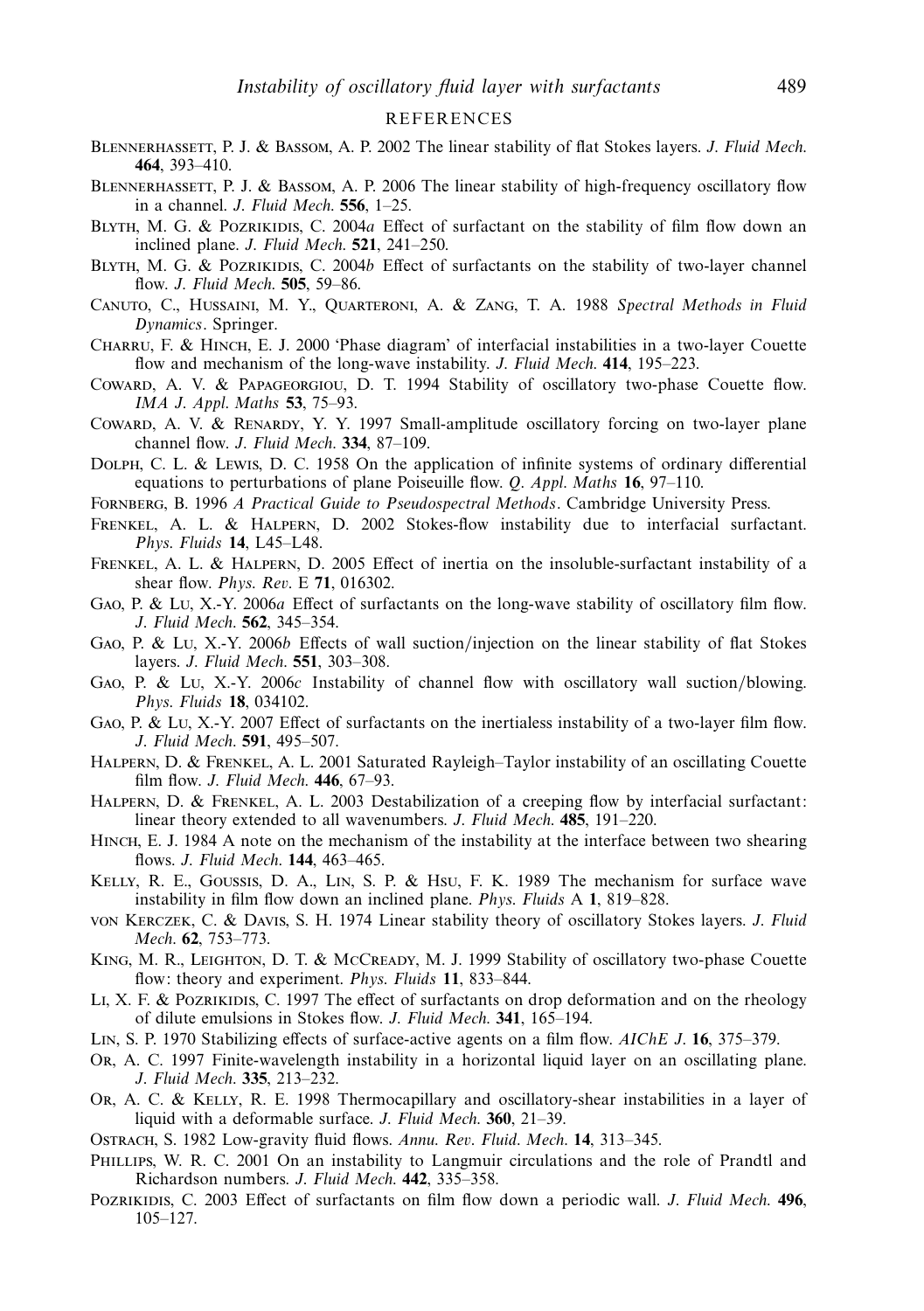## REFERENCES

Blennerhassett, P. J. & Bassom, A. P. 2002 The linear stability of flat Stokes layers. *J. Fluid Mech.* **464**, 393–410.

Blennerhassett, P. J. & Bassom, A. P. 2006 The linear stability of high-frequency oscillatory flow in a channel. *J. Fluid Mech.* **556**, 1–25.

Blyth, M. G. & Pozrikidis, C. 2004*a* Effect of surfactant on the stability of film flow down an inclined plane. *J. Fluid Mech.* **521**, 241–250.

Blyth, M. G. & Pozrikidis, C. 2004*b* Effect of surfactants on the stability of two-layer channel flow. *J. Fluid Mech.* **505**, 59–86.

Canuto, C., Hussaini, M. Y., Quarteroni, A. & Zang, T. A. 1988 *Spectral Methods in Fluid Dynamics*. Springer.

Charru, F. & Hinch, E. J. 2000 'Phase diagram' of interfacial instabilities in a two-layer Couette flow and mechanism of the long-wave instability. *J. Fluid Mech.* **414**, 195–223.

Coward, A. V. & Papageorgiou, D. T. 1994 Stability of oscillatory two-phase Couette flow. *IMA J. Appl. Maths* **53**, 75–93.

Coward, A. V. & Renardy, Y. Y. 1997 Small-amplitude oscillatory forcing on two-layer plane channel flow. *J. Fluid Mech.* **334**, 87–109.

Dolph, C. L. & Lewis, D. C. 1958 On the application of infinite systems of ordinary differential equations to perturbations of plane Poiseuille flow. *Q. Appl. Maths* **16**, 97–110.

Fornberg, B. 1996 *A Practical Guide to Pseudospectral Methods*. Cambridge University Press.

Frenkel, A. L. & Halpern, D. 2002 Stokes-flow instability due to interfacial surfactant. *Phys. Fluids* **14**, L45–L48.

Frenkel, A. L. & Halpern, D. 2005 Effect of inertia on the insoluble-surfactant instability of a shear flow. *Phys. Rev.* E **71**, 016302.

Gao, P. & Lu, X.-Y. 2006*a* Effect of surfactants on the long-wave stability of oscillatory film flow. *J. Fluid Mech.* **562**, 345–354.

Gao, P. & Lu, X.-Y. 2006*b* Effects of wall suction/injection on the linear stability of flat Stokes layers. *J. Fluid Mech.* **551**, 303–308.

Gao, P. & Lu, X.-Y. 2006*c* Instability of channel flow with oscillatory wall suction/blowing. *Phys. Fluids* **18**, 034102.

Gao, P. & Lu, X.-Y. 2007 Effect of surfactants on the inertialess instability of a two-layer film flow. *J. Fluid Mech.* **591**, 495–507.

Halpern, D. & Frenkel, A. L. 2001 Saturated Rayleigh–Taylor instability of an oscillating Couette film flow. *J. Fluid Mech.* **446**, 67–93.

Halpern, D. & Frenkel, A. L. 2003 Destabilization of a creeping flow by interfacial surfactant: linear theory extended to all wavenumbers. *J. Fluid Mech.* **485**, 191–220.

Hinch, E. J. 1984 A note on the mechanism of the instability at the interface between two shearing flows. *J. Fluid Mech.* **144**, 463–465.

Kelly, R. E., Goussis, D. A., Lin, S. P. & Hsu, F. K. 1989 The mechanism for surface wave instability in film flow down an inclined plane. *Phys. Fluids* A **1**, 819–828.

von Kerczek, C. & Davis, S. H. 1974 Linear stability theory of oscillatory Stokes layers. *J. Fluid Mech.* **62**, 753–773.

King, M. R., Leighton, D. T. & McCready, M. J. 1999 Stability of oscillatory two-phase Couette flow: theory and experiment. *Phys. Fluids* **11**, 833–844.

Li, X. F. & Pozrikidis, C. 1997 The effect of surfactants on drop deformation and on the rheology of dilute emulsions in Stokes flow. *J. Fluid Mech.* **341**, 165–194.

Lin, S. P. 1970 Stabilizing effects of surface-active agents on a film flow. *AIChE J.* **16**, 375–379.

Or, A. C. 1997 Finite-wavelength instability in a horizontal liquid layer on an oscillating plane. *J. Fluid Mech.* **335**, 213–232.

Or, A. C. & Kelly, R. E. 1998 Thermocapillary and oscillatory-shear instabilities in a layer of liquid with a deformable surface. *J. Fluid Mech.* **360**, 21–39.

Ostrach, S. 1982 Low-gravity fluid flows. *Annu. Rev. Fluid. Mech.* **14**, 313–345.

Phillips, W. R. C. 2001 On an instability to Langmuir circulations and the role of Prandtl and Richardson numbers. *J. Fluid Mech.* **442**, 335–358.

Pozrikidis, C. 2003 Effect of surfactants on film flow down a periodic wall. *J. Fluid Mech.* **496**, 105–127.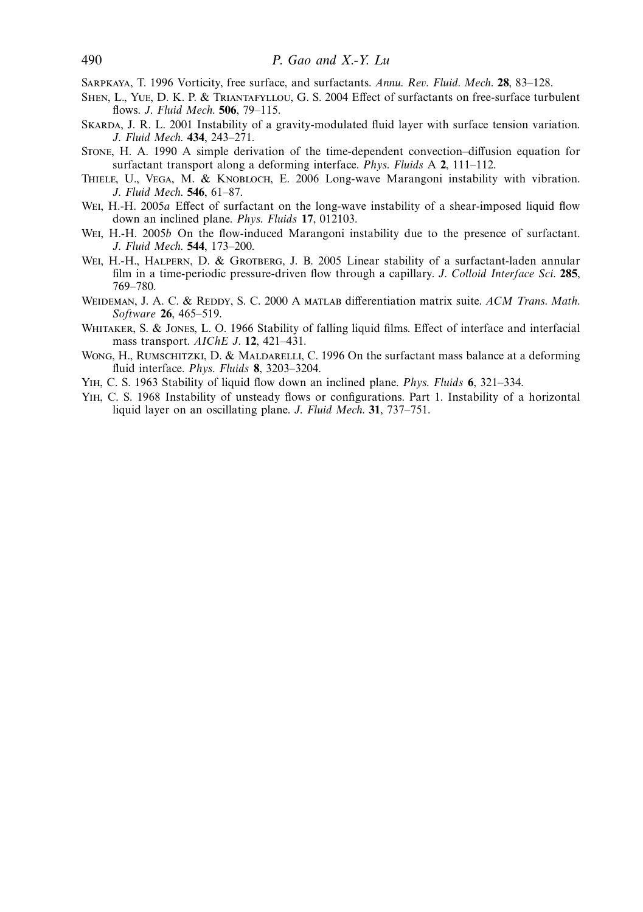Sarpkaya, T. 1996 Vorticity, free surface, and surfactants. *Annu. Rev. Fluid. Mech.* **28**, 83–128.

Shen, L., Yue, D. K. P. & Triantafyllou, G. S. 2004 Effect of surfactants on free-surface turbulent flows. *J. Fluid Mech.* **506**, 79–115.

Skarda, J. R. L. 2001 Instability of a gravity-modulated fluid layer with surface tension variation. *J. Fluid Mech.* **434**, 243–271.

Stone, H. A. 1990 A simple derivation of the time-dependent convection–diffusion equation for surfactant transport along a deforming interface. *Phys. Fluids* A **2**, 111–112.

Thiele, U., Vega, M. & Knobloch, E. 2006 Long-wave Marangoni instability with vibration. *J. Fluid Mech.* **546**, 61–87.

Wei, H.-H. 2005*a* Effect of surfactant on the long-wave instability of a shear-imposed liquid flow down an inclined plane. *Phys. Fluids* **17**, 012103.

Wei, H.-H. 2005*b* On the flow-induced Marangoni instability due to the presence of surfactant. *J. Fluid Mech.* **544**, 173–200.

Wei, H.-H., Halpern, D. & Grotberg, J. B. 2005 Linear stability of a surfactant-laden annular film in a time-periodic pressure-driven flow through a capillary. *J. Colloid Interface Sci.* **285**, 769–780.

Weideman, J. A. C. & Reddy, S. C. 2000 A matlab differentiation matrix suite. *ACM Trans. Math. Software* **26**, 465–519.

Whitaker, S. & Jones, L. O. 1966 Stability of falling liquid films. Effect of interface and interfacial mass transport. *AIChE J.* **12**, 421–431.

Wong, H., Rumschitzki, D. & Maldarelli, C. 1996 On the surfactant mass balance at a deforming fluid interface. *Phys. Fluids* **8**, 3203–3204.

Yih, C. S. 1963 Stability of liquid flow down an inclined plane. *Phys. Fluids* **6**, 321–334.

Yih, C. S. 1968 Instability of unsteady flows or configurations. Part 1. Instability of a horizontal liquid layer on an oscillating plane. *J. Fluid Mech.* **31**, 737–751.